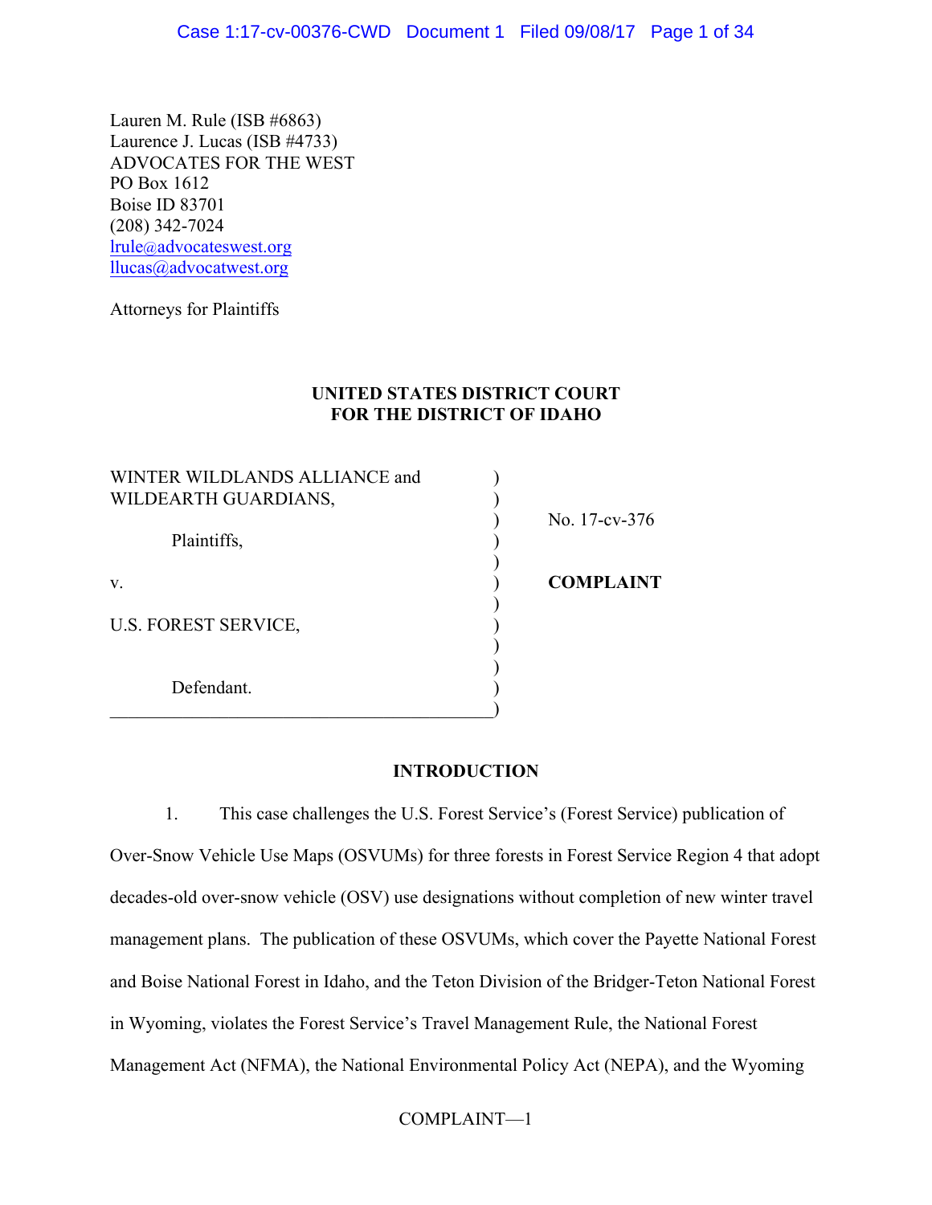Lauren M. Rule (ISB #6863)
Laurence J. Lucas (ISB #4733)
ADVOCATES FOR THE WEST
PO Box 1612
Boise ID 83701
(208) 342-7024
lrule@advocateswest.org
llucas@advocatwest.org

Attorneys for Plaintiffs

**UNITED STATES DISTRICT COURT**
**FOR THE DISTRICT OF IDAHO**

| | |
|---|---|
| WINTER WILDLANDS ALLIANCE and WILDEARTH GUARDIANS,<br><br>Plaintiffs,<br><br>v.<br><br>U.S. FOREST SERVICE,<br><br>Defendant. | No. 17-cv-376<br><br>**COMPLAINT** |

**INTRODUCTION**

1. This case challenges the U.S. Forest Service's (Forest Service) publication of Over-Snow Vehicle Use Maps (OSVUMs) for three forests in Forest Service Region 4 that adopt decades-old over-snow vehicle (OSV) use designations without completion of new winter travel management plans. The publication of these OSVUMs, which cover the Payette National Forest and Boise National Forest in Idaho, and the Teton Division of the Bridger-Teton National Forest in Wyoming, violates the Forest Service's Travel Management Rule, the National Forest Management Act (NFMA), the National Environmental Policy Act (NEPA), and the Wyoming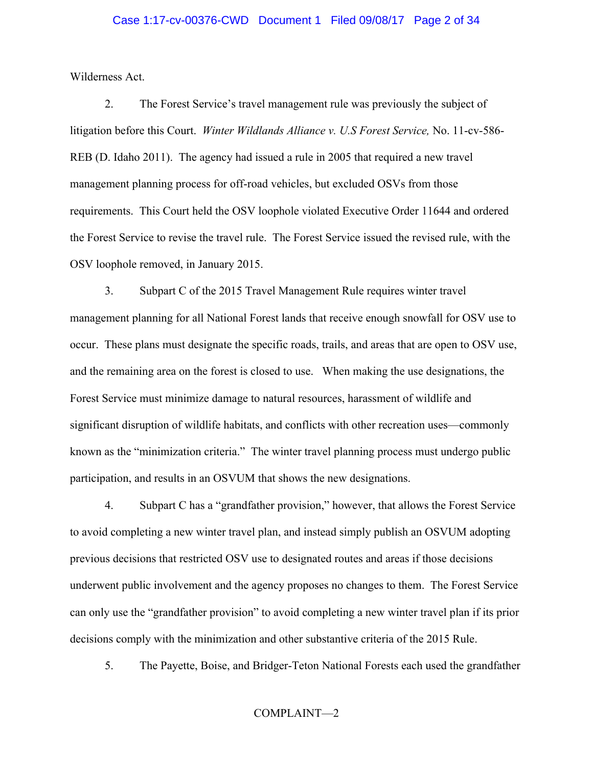Wilderness Act.

2. The Forest Service's travel management rule was previously the subject of litigation before this Court. *Winter Wildlands Alliance v. U.S Forest Service,* No. 11-cv-586-REB (D. Idaho 2011). The agency had issued a rule in 2005 that required a new travel management planning process for off-road vehicles, but excluded OSVs from those requirements. This Court held the OSV loophole violated Executive Order 11644 and ordered the Forest Service to revise the travel rule. The Forest Service issued the revised rule, with the OSV loophole removed, in January 2015.

3. Subpart C of the 2015 Travel Management Rule requires winter travel management planning for all National Forest lands that receive enough snowfall for OSV use to occur. These plans must designate the specific roads, trails, and areas that are open to OSV use, and the remaining area on the forest is closed to use. When making the use designations, the Forest Service must minimize damage to natural resources, harassment of wildlife and significant disruption of wildlife habitats, and conflicts with other recreation uses—commonly known as the "minimization criteria." The winter travel planning process must undergo public participation, and results in an OSVUM that shows the new designations.

4. Subpart C has a "grandfather provision," however, that allows the Forest Service to avoid completing a new winter travel plan, and instead simply publish an OSVUM adopting previous decisions that restricted OSV use to designated routes and areas if those decisions underwent public involvement and the agency proposes no changes to them. The Forest Service can only use the "grandfather provision" to avoid completing a new winter travel plan if its prior decisions comply with the minimization and other substantive criteria of the 2015 Rule.

5. The Payette, Boise, and Bridger-Teton National Forests each used the grandfather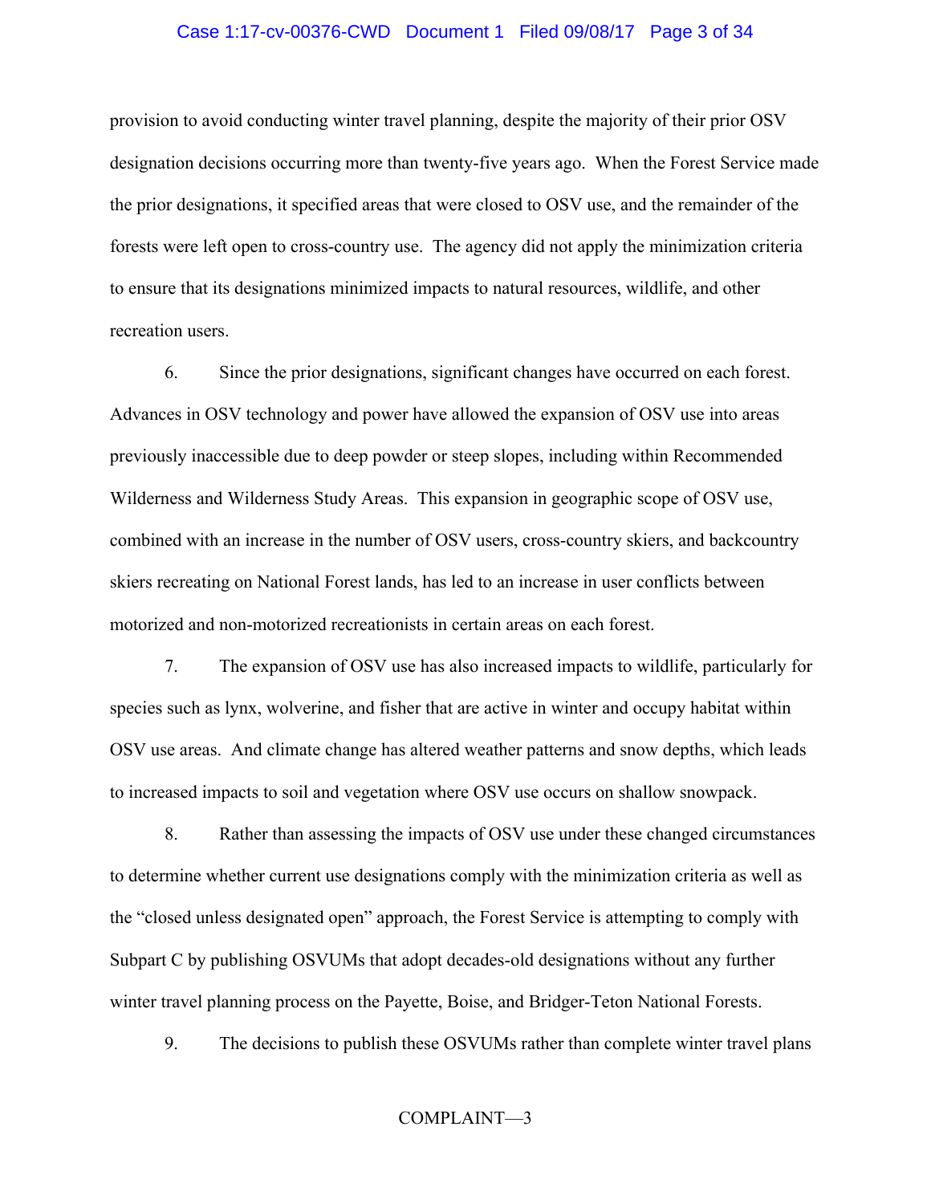provision to avoid conducting winter travel planning, despite the majority of their prior OSV designation decisions occurring more than twenty-five years ago. When the Forest Service made the prior designations, it specified areas that were closed to OSV use, and the remainder of the forests were left open to cross-country use. The agency did not apply the minimization criteria to ensure that its designations minimized impacts to natural resources, wildlife, and other recreation users.

6. Since the prior designations, significant changes have occurred on each forest. Advances in OSV technology and power have allowed the expansion of OSV use into areas previously inaccessible due to deep powder or steep slopes, including within Recommended Wilderness and Wilderness Study Areas. This expansion in geographic scope of OSV use, combined with an increase in the number of OSV users, cross-country skiers, and backcountry skiers recreating on National Forest lands, has led to an increase in user conflicts between motorized and non-motorized recreationists in certain areas on each forest.

7. The expansion of OSV use has also increased impacts to wildlife, particularly for species such as lynx, wolverine, and fisher that are active in winter and occupy habitat within OSV use areas. And climate change has altered weather patterns and snow depths, which leads to increased impacts to soil and vegetation where OSV use occurs on shallow snowpack.

8. Rather than assessing the impacts of OSV use under these changed circumstances to determine whether current use designations comply with the minimization criteria as well as the "closed unless designated open" approach, the Forest Service is attempting to comply with Subpart C by publishing OSVUMs that adopt decades-old designations without any further winter travel planning process on the Payette, Boise, and Bridger-Teton National Forests.

9. The decisions to publish these OSVUMs rather than complete winter travel plans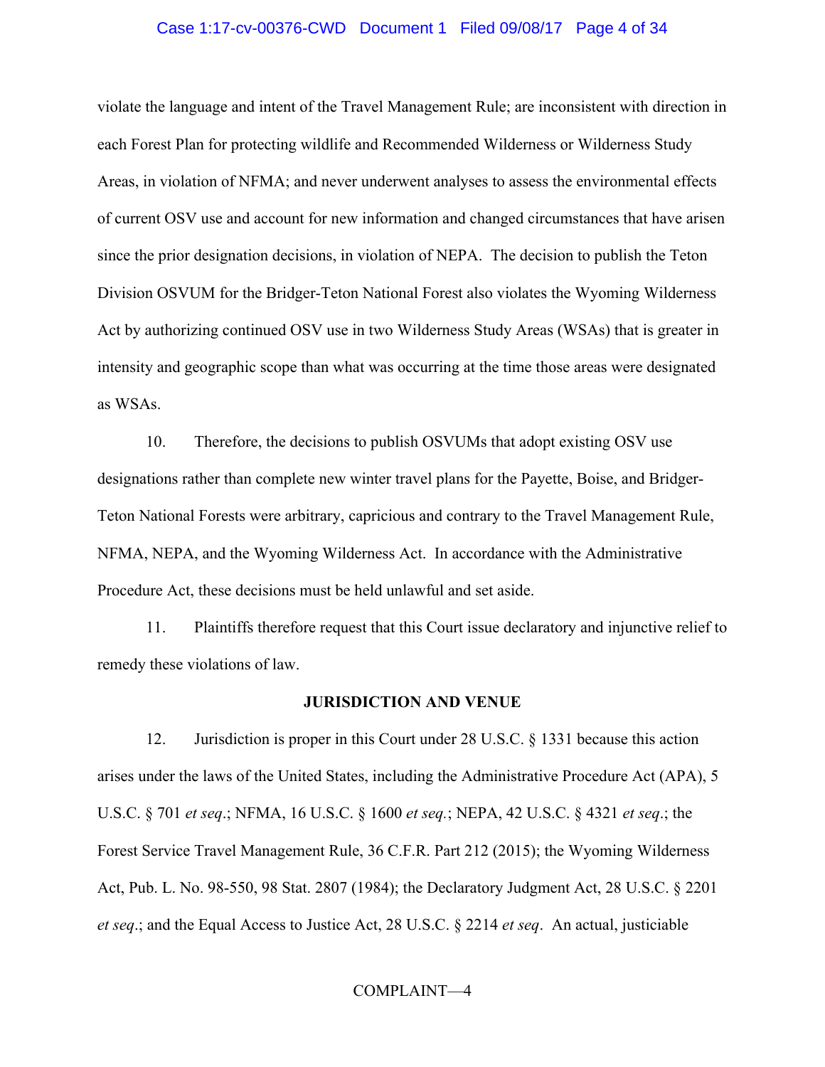violate the language and intent of the Travel Management Rule; are inconsistent with direction in each Forest Plan for protecting wildlife and Recommended Wilderness or Wilderness Study Areas, in violation of NFMA; and never underwent analyses to assess the environmental effects of current OSV use and account for new information and changed circumstances that have arisen since the prior designation decisions, in violation of NEPA. The decision to publish the Teton Division OSVUM for the Bridger-Teton National Forest also violates the Wyoming Wilderness Act by authorizing continued OSV use in two Wilderness Study Areas (WSAs) that is greater in intensity and geographic scope than what was occurring at the time those areas were designated as WSAs.

10. Therefore, the decisions to publish OSVUMs that adopt existing OSV use designations rather than complete new winter travel plans for the Payette, Boise, and Bridger-Teton National Forests were arbitrary, capricious and contrary to the Travel Management Rule, NFMA, NEPA, and the Wyoming Wilderness Act. In accordance with the Administrative Procedure Act, these decisions must be held unlawful and set aside.

11. Plaintiffs therefore request that this Court issue declaratory and injunctive relief to remedy these violations of law.

**JURISDICTION AND VENUE**

12. Jurisdiction is proper in this Court under 28 U.S.C. § 1331 because this action arises under the laws of the United States, including the Administrative Procedure Act (APA), 5 U.S.C. § 701 *et seq*.; NFMA, 16 U.S.C. § 1600 *et seq.*; NEPA, 42 U.S.C. § 4321 *et seq*.; the Forest Service Travel Management Rule, 36 C.F.R. Part 212 (2015); the Wyoming Wilderness Act, Pub. L. No. 98-550, 98 Stat. 2807 (1984); the Declaratory Judgment Act, 28 U.S.C. § 2201 *et seq*.; and the Equal Access to Justice Act, 28 U.S.C. § 2214 *et seq*. An actual, justiciable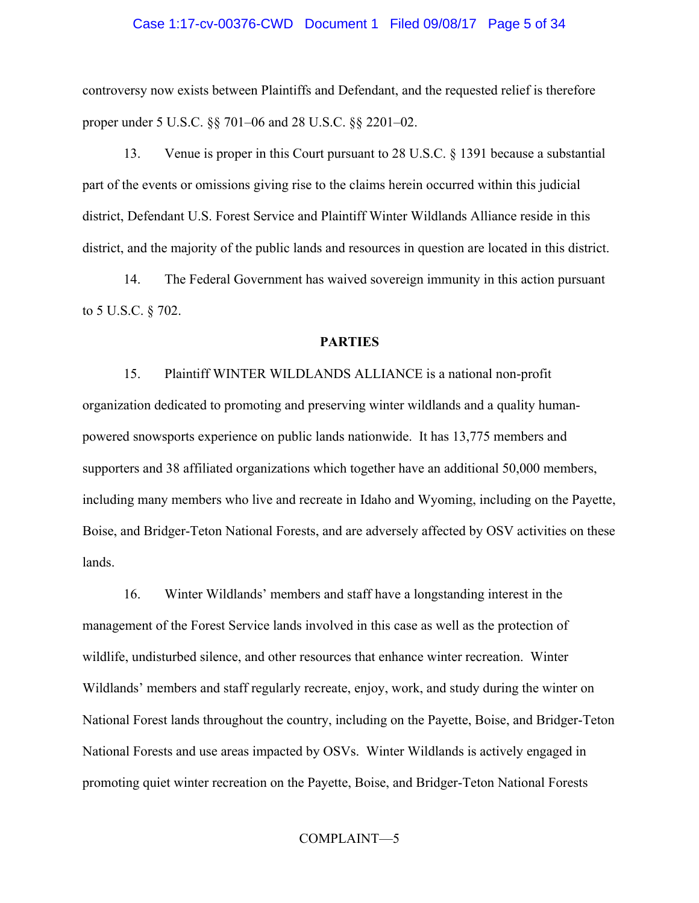controversy now exists between Plaintiffs and Defendant, and the requested relief is therefore proper under 5 U.S.C. §§ 701–06 and 28 U.S.C. §§ 2201–02.

13. Venue is proper in this Court pursuant to 28 U.S.C. § 1391 because a substantial part of the events or omissions giving rise to the claims herein occurred within this judicial district, Defendant U.S. Forest Service and Plaintiff Winter Wildlands Alliance reside in this district, and the majority of the public lands and resources in question are located in this district.

14. The Federal Government has waived sovereign immunity in this action pursuant to 5 U.S.C. § 702.

**PARTIES**

15. Plaintiff WINTER WILDLANDS ALLIANCE is a national non-profit organization dedicated to promoting and preserving winter wildlands and a quality human-powered snowsports experience on public lands nationwide. It has 13,775 members and supporters and 38 affiliated organizations which together have an additional 50,000 members, including many members who live and recreate in Idaho and Wyoming, including on the Payette, Boise, and Bridger-Teton National Forests, and are adversely affected by OSV activities on these lands.

16. Winter Wildlands' members and staff have a longstanding interest in the management of the Forest Service lands involved in this case as well as the protection of wildlife, undisturbed silence, and other resources that enhance winter recreation. Winter Wildlands' members and staff regularly recreate, enjoy, work, and study during the winter on National Forest lands throughout the country, including on the Payette, Boise, and Bridger-Teton National Forests and use areas impacted by OSVs. Winter Wildlands is actively engaged in promoting quiet winter recreation on the Payette, Boise, and Bridger-Teton National Forests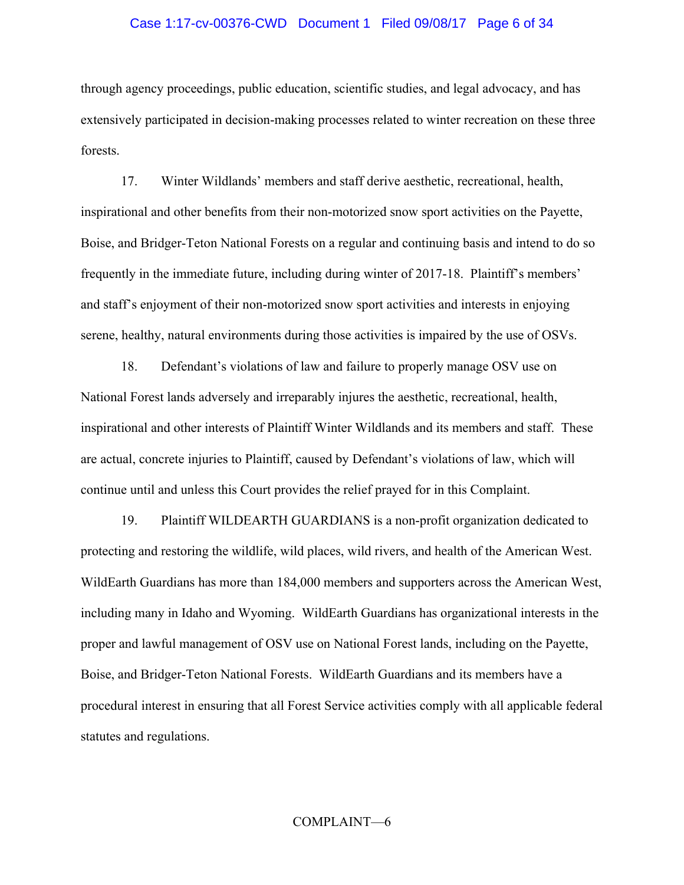through agency proceedings, public education, scientific studies, and legal advocacy, and has extensively participated in decision-making processes related to winter recreation on these three forests.

17. Winter Wildlands' members and staff derive aesthetic, recreational, health, inspirational and other benefits from their non-motorized snow sport activities on the Payette, Boise, and Bridger-Teton National Forests on a regular and continuing basis and intend to do so frequently in the immediate future, including during winter of 2017-18. Plaintiff's members' and staff's enjoyment of their non-motorized snow sport activities and interests in enjoying serene, healthy, natural environments during those activities is impaired by the use of OSVs.

18. Defendant's violations of law and failure to properly manage OSV use on National Forest lands adversely and irreparably injures the aesthetic, recreational, health, inspirational and other interests of Plaintiff Winter Wildlands and its members and staff. These are actual, concrete injuries to Plaintiff, caused by Defendant's violations of law, which will continue until and unless this Court provides the relief prayed for in this Complaint.

19. Plaintiff WILDEARTH GUARDIANS is a non-profit organization dedicated to protecting and restoring the wildlife, wild places, wild rivers, and health of the American West. WildEarth Guardians has more than 184,000 members and supporters across the American West, including many in Idaho and Wyoming. WildEarth Guardians has organizational interests in the proper and lawful management of OSV use on National Forest lands, including on the Payette, Boise, and Bridger-Teton National Forests. WildEarth Guardians and its members have a procedural interest in ensuring that all Forest Service activities comply with all applicable federal statutes and regulations.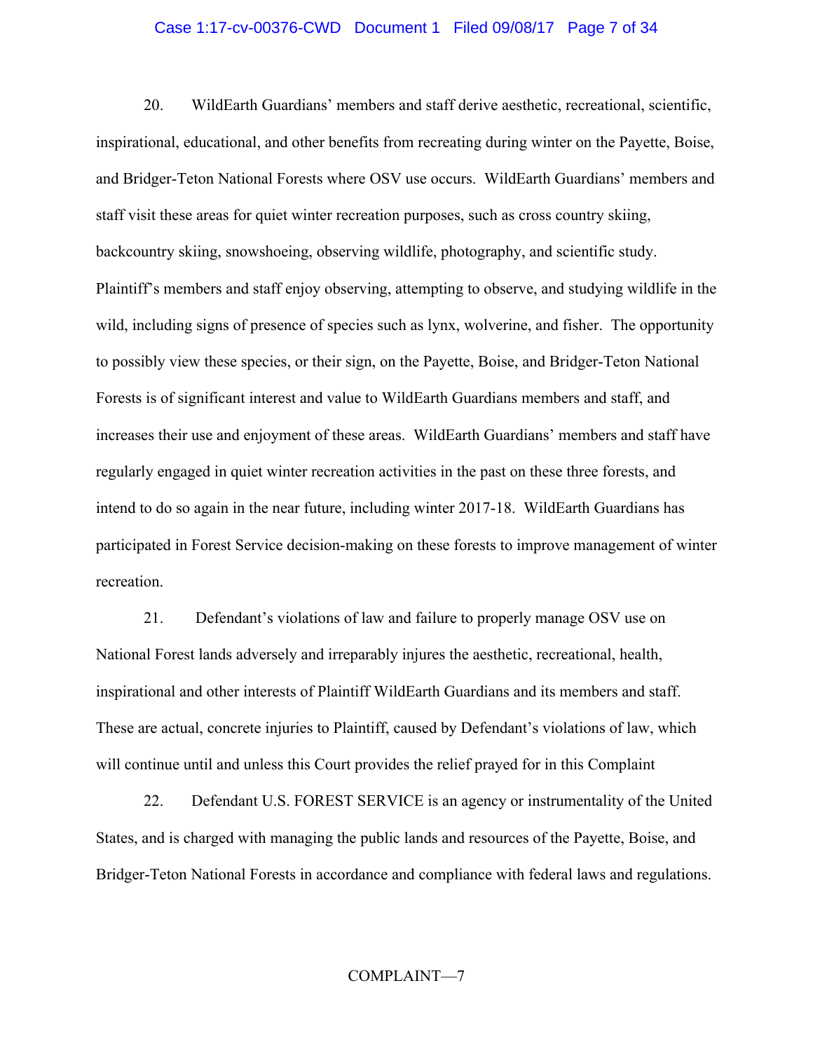20. WildEarth Guardians' members and staff derive aesthetic, recreational, scientific, inspirational, educational, and other benefits from recreating during winter on the Payette, Boise, and Bridger-Teton National Forests where OSV use occurs. WildEarth Guardians' members and staff visit these areas for quiet winter recreation purposes, such as cross country skiing, backcountry skiing, snowshoeing, observing wildlife, photography, and scientific study. Plaintiff's members and staff enjoy observing, attempting to observe, and studying wildlife in the wild, including signs of presence of species such as lynx, wolverine, and fisher. The opportunity to possibly view these species, or their sign, on the Payette, Boise, and Bridger-Teton National Forests is of significant interest and value to WildEarth Guardians members and staff, and increases their use and enjoyment of these areas. WildEarth Guardians' members and staff have regularly engaged in quiet winter recreation activities in the past on these three forests, and intend to do so again in the near future, including winter 2017-18. WildEarth Guardians has participated in Forest Service decision-making on these forests to improve management of winter recreation.

21. Defendant's violations of law and failure to properly manage OSV use on National Forest lands adversely and irreparably injures the aesthetic, recreational, health, inspirational and other interests of Plaintiff WildEarth Guardians and its members and staff. These are actual, concrete injuries to Plaintiff, caused by Defendant's violations of law, which will continue until and unless this Court provides the relief prayed for in this Complaint

22. Defendant U.S. FOREST SERVICE is an agency or instrumentality of the United States, and is charged with managing the public lands and resources of the Payette, Boise, and Bridger-Teton National Forests in accordance and compliance with federal laws and regulations.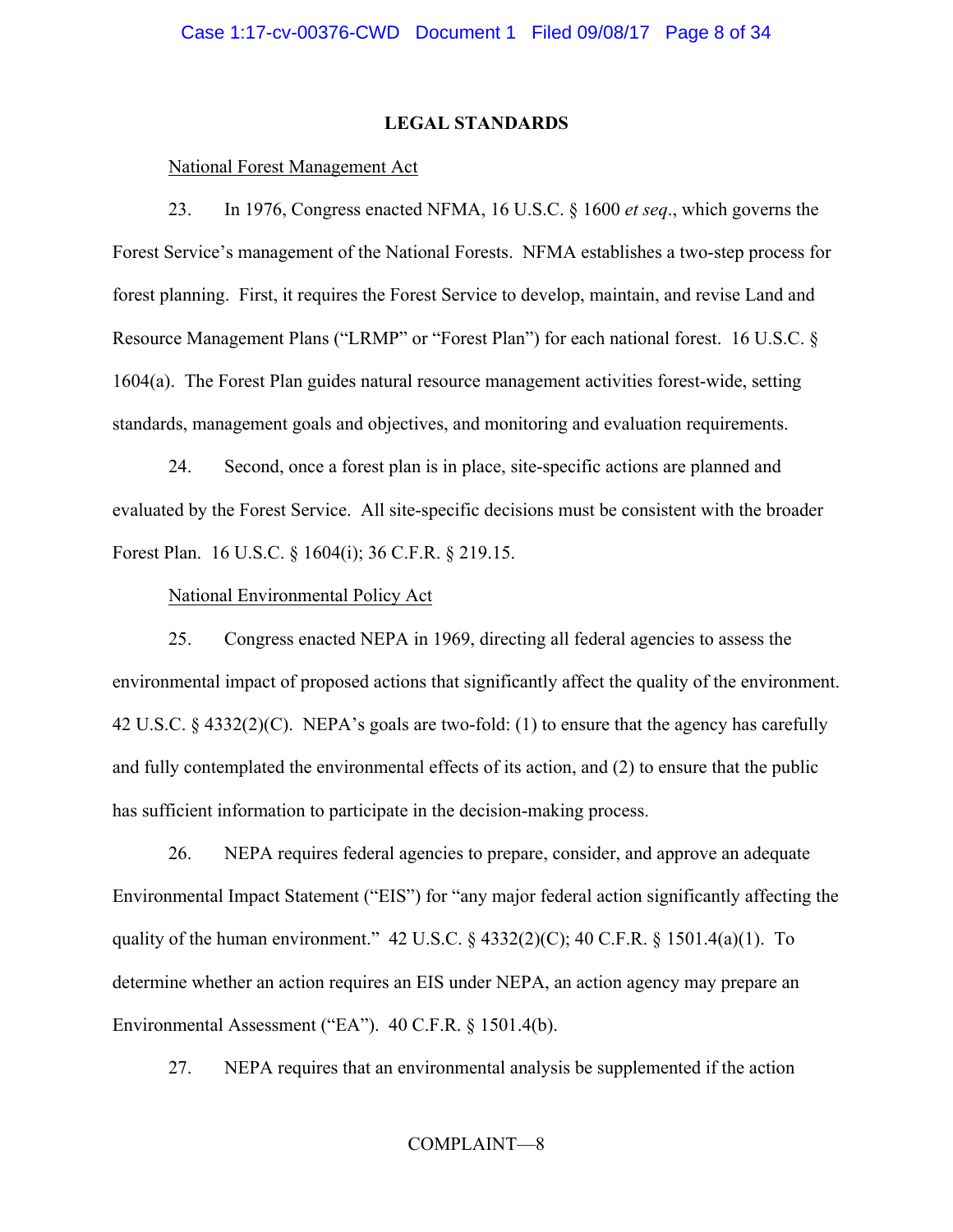## LEGAL STANDARDS

National Forest Management Act

23. In 1976, Congress enacted NFMA, 16 U.S.C. § 1600 *et seq*., which governs the Forest Service's management of the National Forests. NFMA establishes a two-step process for forest planning. First, it requires the Forest Service to develop, maintain, and revise Land and Resource Management Plans ("LRMP" or "Forest Plan") for each national forest. 16 U.S.C. § 1604(a). The Forest Plan guides natural resource management activities forest-wide, setting standards, management goals and objectives, and monitoring and evaluation requirements.

24. Second, once a forest plan is in place, site-specific actions are planned and evaluated by the Forest Service. All site-specific decisions must be consistent with the broader Forest Plan. 16 U.S.C. § 1604(i); 36 C.F.R. § 219.15.

National Environmental Policy Act

25. Congress enacted NEPA in 1969, directing all federal agencies to assess the environmental impact of proposed actions that significantly affect the quality of the environment. 42 U.S.C. § 4332(2)(C). NEPA's goals are two-fold: (1) to ensure that the agency has carefully and fully contemplated the environmental effects of its action, and (2) to ensure that the public has sufficient information to participate in the decision-making process.

26. NEPA requires federal agencies to prepare, consider, and approve an adequate Environmental Impact Statement ("EIS") for "any major federal action significantly affecting the quality of the human environment." 42 U.S.C. § 4332(2)(C); 40 C.F.R. § 1501.4(a)(1). To determine whether an action requires an EIS under NEPA, an action agency may prepare an Environmental Assessment ("EA"). 40 C.F.R. § 1501.4(b).

27. NEPA requires that an environmental analysis be supplemented if the action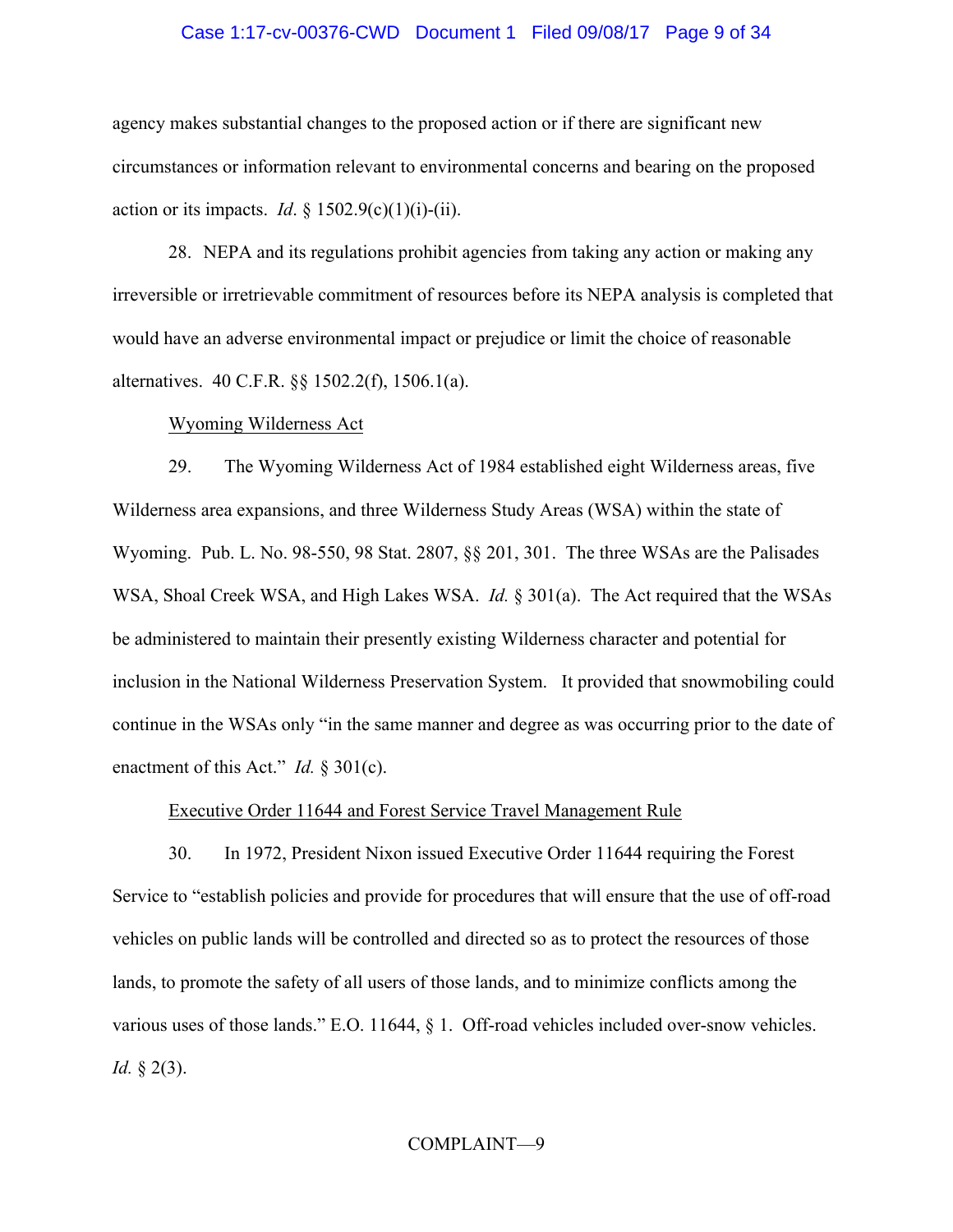agency makes substantial changes to the proposed action or if there are significant new circumstances or information relevant to environmental concerns and bearing on the proposed action or its impacts. *Id*. § 1502.9(c)(1)(i)-(ii).

28. NEPA and its regulations prohibit agencies from taking any action or making any irreversible or irretrievable commitment of resources before its NEPA analysis is completed that would have an adverse environmental impact or prejudice or limit the choice of reasonable alternatives. 40 C.F.R. §§ 1502.2(f), 1506.1(a).

<u>Wyoming Wilderness Act</u>

29. The Wyoming Wilderness Act of 1984 established eight Wilderness areas, five Wilderness area expansions, and three Wilderness Study Areas (WSA) within the state of Wyoming. Pub. L. No. 98-550, 98 Stat. 2807, §§ 201, 301. The three WSAs are the Palisades WSA, Shoal Creek WSA, and High Lakes WSA. *Id.* § 301(a). The Act required that the WSAs be administered to maintain their presently existing Wilderness character and potential for inclusion in the National Wilderness Preservation System. It provided that snowmobiling could continue in the WSAs only "in the same manner and degree as was occurring prior to the date of enactment of this Act." *Id.* § 301(c).

<u>Executive Order 11644 and Forest Service Travel Management Rule</u>

30. In 1972, President Nixon issued Executive Order 11644 requiring the Forest Service to "establish policies and provide for procedures that will ensure that the use of off-road vehicles on public lands will be controlled and directed so as to protect the resources of those lands, to promote the safety of all users of those lands, and to minimize conflicts among the various uses of those lands." E.O. 11644, § 1. Off-road vehicles included over-snow vehicles. *Id.* § 2(3).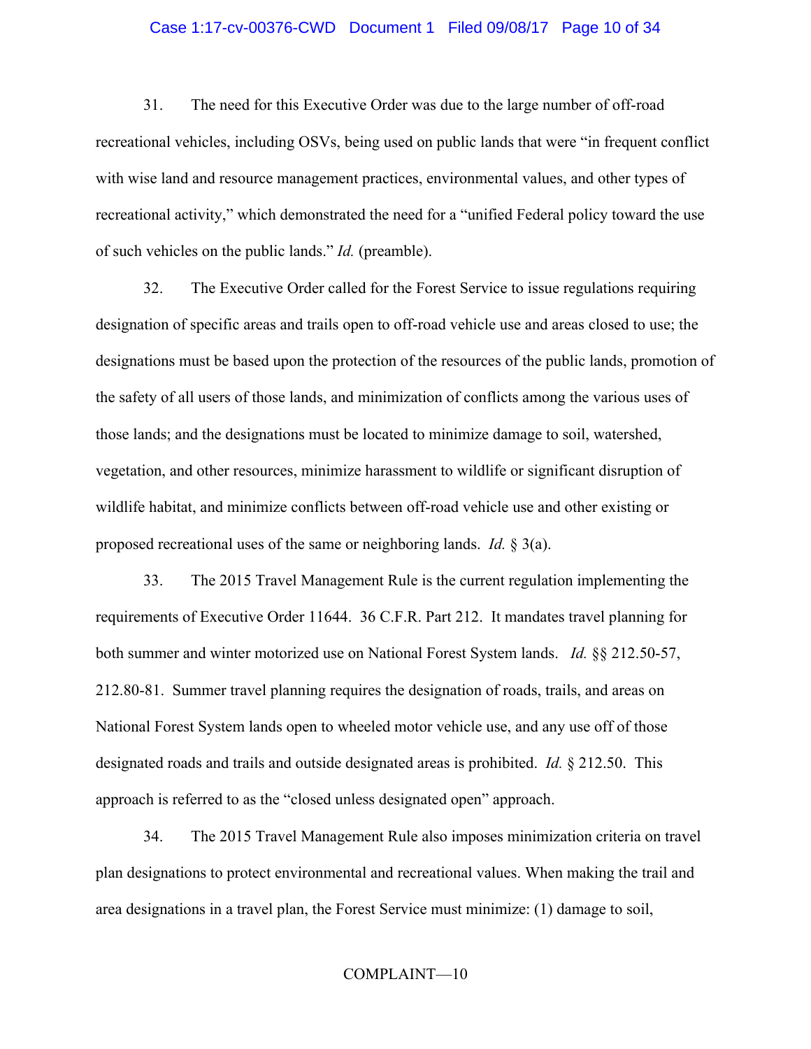31. The need for this Executive Order was due to the large number of off-road recreational vehicles, including OSVs, being used on public lands that were "in frequent conflict with wise land and resource management practices, environmental values, and other types of recreational activity," which demonstrated the need for a "unified Federal policy toward the use of such vehicles on the public lands." *Id.* (preamble).

32. The Executive Order called for the Forest Service to issue regulations requiring designation of specific areas and trails open to off-road vehicle use and areas closed to use; the designations must be based upon the protection of the resources of the public lands, promotion of the safety of all users of those lands, and minimization of conflicts among the various uses of those lands; and the designations must be located to minimize damage to soil, watershed, vegetation, and other resources, minimize harassment to wildlife or significant disruption of wildlife habitat, and minimize conflicts between off-road vehicle use and other existing or proposed recreational uses of the same or neighboring lands. *Id.* § 3(a).

33. The 2015 Travel Management Rule is the current regulation implementing the requirements of Executive Order 11644. 36 C.F.R. Part 212. It mandates travel planning for both summer and winter motorized use on National Forest System lands. *Id.* §§ 212.50-57, 212.80-81. Summer travel planning requires the designation of roads, trails, and areas on National Forest System lands open to wheeled motor vehicle use, and any use off of those designated roads and trails and outside designated areas is prohibited. *Id.* § 212.50. This approach is referred to as the "closed unless designated open" approach.

34. The 2015 Travel Management Rule also imposes minimization criteria on travel plan designations to protect environmental and recreational values. When making the trail and area designations in a travel plan, the Forest Service must minimize: (1) damage to soil,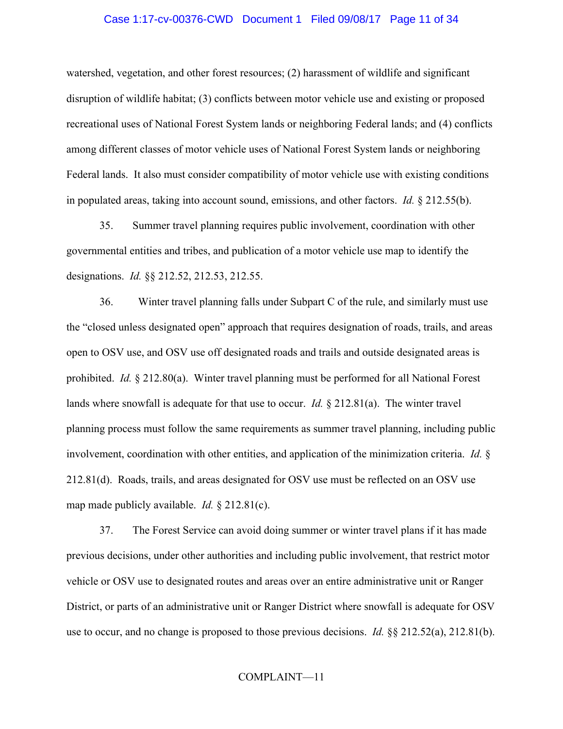watershed, vegetation, and other forest resources; (2) harassment of wildlife and significant disruption of wildlife habitat; (3) conflicts between motor vehicle use and existing or proposed recreational uses of National Forest System lands or neighboring Federal lands; and (4) conflicts among different classes of motor vehicle uses of National Forest System lands or neighboring Federal lands. It also must consider compatibility of motor vehicle use with existing conditions in populated areas, taking into account sound, emissions, and other factors. *Id.* § 212.55(b).

35. Summer travel planning requires public involvement, coordination with other governmental entities and tribes, and publication of a motor vehicle use map to identify the designations. *Id.* §§ 212.52, 212.53, 212.55.

36. Winter travel planning falls under Subpart C of the rule, and similarly must use the "closed unless designated open" approach that requires designation of roads, trails, and areas open to OSV use, and OSV use off designated roads and trails and outside designated areas is prohibited. *Id.* § 212.80(a). Winter travel planning must be performed for all National Forest lands where snowfall is adequate for that use to occur. *Id.* § 212.81(a). The winter travel planning process must follow the same requirements as summer travel planning, including public involvement, coordination with other entities, and application of the minimization criteria. *Id.* § 212.81(d). Roads, trails, and areas designated for OSV use must be reflected on an OSV use map made publicly available. *Id.* § 212.81(c).

37. The Forest Service can avoid doing summer or winter travel plans if it has made previous decisions, under other authorities and including public involvement, that restrict motor vehicle or OSV use to designated routes and areas over an entire administrative unit or Ranger District, or parts of an administrative unit or Ranger District where snowfall is adequate for OSV use to occur, and no change is proposed to those previous decisions. *Id.* §§ 212.52(a), 212.81(b).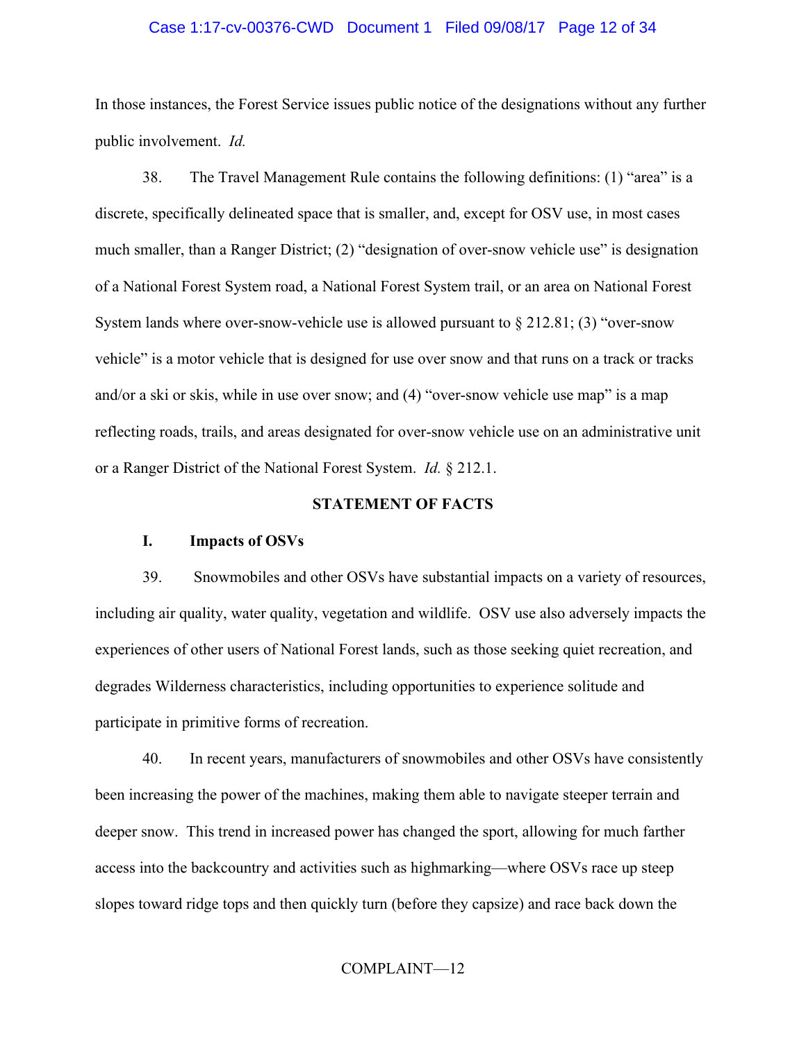In those instances, the Forest Service issues public notice of the designations without any further public involvement. *Id.*

38. The Travel Management Rule contains the following definitions: (1) "area" is a discrete, specifically delineated space that is smaller, and, except for OSV use, in most cases much smaller, than a Ranger District; (2) "designation of over-snow vehicle use" is designation of a National Forest System road, a National Forest System trail, or an area on National Forest System lands where over-snow-vehicle use is allowed pursuant to § 212.81; (3) "over-snow vehicle" is a motor vehicle that is designed for use over snow and that runs on a track or tracks and/or a ski or skis, while in use over snow; and (4) "over-snow vehicle use map" is a map reflecting roads, trails, and areas designated for over-snow vehicle use on an administrative unit or a Ranger District of the National Forest System. *Id.* § 212.1.

## STATEMENT OF FACTS

### I. Impacts of OSVs

39. Snowmobiles and other OSVs have substantial impacts on a variety of resources, including air quality, water quality, vegetation and wildlife. OSV use also adversely impacts the experiences of other users of National Forest lands, such as those seeking quiet recreation, and degrades Wilderness characteristics, including opportunities to experience solitude and participate in primitive forms of recreation.

40. In recent years, manufacturers of snowmobiles and other OSVs have consistently been increasing the power of the machines, making them able to navigate steeper terrain and deeper snow. This trend in increased power has changed the sport, allowing for much farther access into the backcountry and activities such as highmarking—where OSVs race up steep slopes toward ridge tops and then quickly turn (before they capsize) and race back down the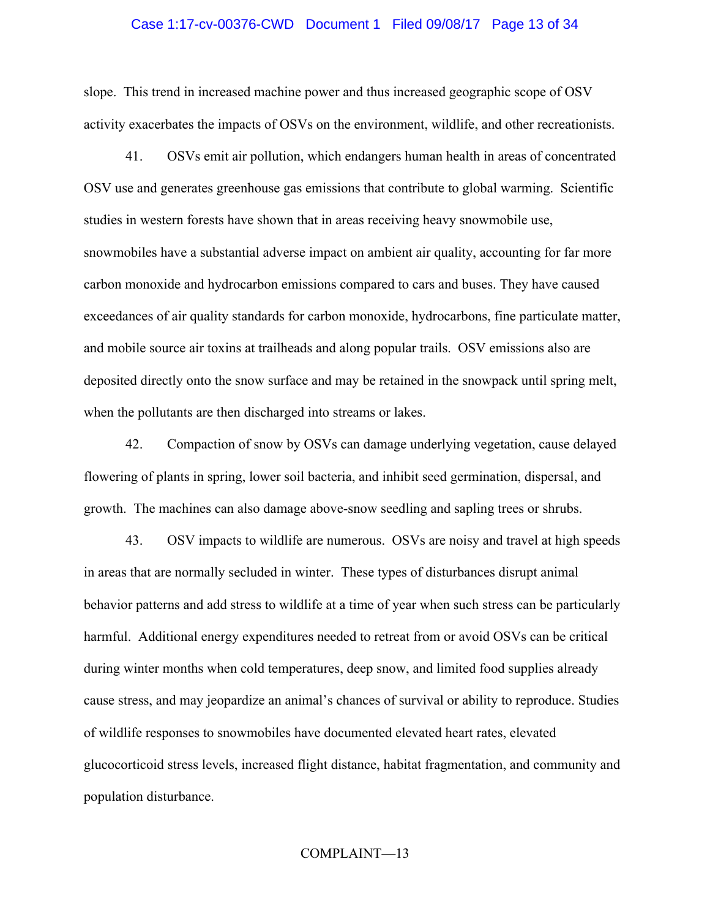slope. This trend in increased machine power and thus increased geographic scope of OSV activity exacerbates the impacts of OSVs on the environment, wildlife, and other recreationists.

41. OSVs emit air pollution, which endangers human health in areas of concentrated OSV use and generates greenhouse gas emissions that contribute to global warming. Scientific studies in western forests have shown that in areas receiving heavy snowmobile use, snowmobiles have a substantial adverse impact on ambient air quality, accounting for far more carbon monoxide and hydrocarbon emissions compared to cars and buses. They have caused exceedances of air quality standards for carbon monoxide, hydrocarbons, fine particulate matter, and mobile source air toxins at trailheads and along popular trails. OSV emissions also are deposited directly onto the snow surface and may be retained in the snowpack until spring melt, when the pollutants are then discharged into streams or lakes.

42. Compaction of snow by OSVs can damage underlying vegetation, cause delayed flowering of plants in spring, lower soil bacteria, and inhibit seed germination, dispersal, and growth. The machines can also damage above-snow seedling and sapling trees or shrubs.

43. OSV impacts to wildlife are numerous. OSVs are noisy and travel at high speeds in areas that are normally secluded in winter. These types of disturbances disrupt animal behavior patterns and add stress to wildlife at a time of year when such stress can be particularly harmful. Additional energy expenditures needed to retreat from or avoid OSVs can be critical during winter months when cold temperatures, deep snow, and limited food supplies already cause stress, and may jeopardize an animal's chances of survival or ability to reproduce. Studies of wildlife responses to snowmobiles have documented elevated heart rates, elevated glucocorticoid stress levels, increased flight distance, habitat fragmentation, and community and population disturbance.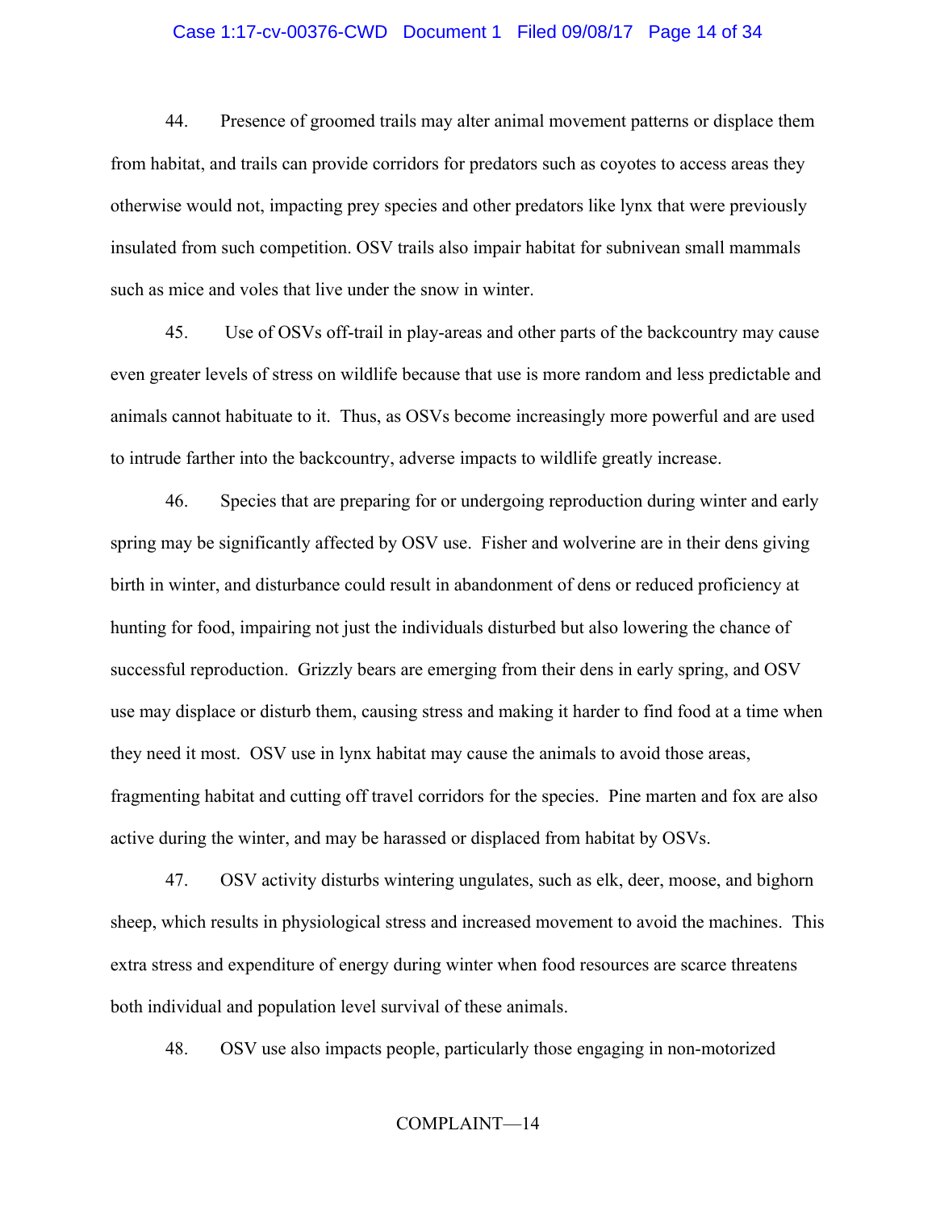44. Presence of groomed trails may alter animal movement patterns or displace them from habitat, and trails can provide corridors for predators such as coyotes to access areas they otherwise would not, impacting prey species and other predators like lynx that were previously insulated from such competition. OSV trails also impair habitat for subnivean small mammals such as mice and voles that live under the snow in winter.

45. Use of OSVs off-trail in play-areas and other parts of the backcountry may cause even greater levels of stress on wildlife because that use is more random and less predictable and animals cannot habituate to it. Thus, as OSVs become increasingly more powerful and are used to intrude farther into the backcountry, adverse impacts to wildlife greatly increase.

46. Species that are preparing for or undergoing reproduction during winter and early spring may be significantly affected by OSV use. Fisher and wolverine are in their dens giving birth in winter, and disturbance could result in abandonment of dens or reduced proficiency at hunting for food, impairing not just the individuals disturbed but also lowering the chance of successful reproduction. Grizzly bears are emerging from their dens in early spring, and OSV use may displace or disturb them, causing stress and making it harder to find food at a time when they need it most. OSV use in lynx habitat may cause the animals to avoid those areas, fragmenting habitat and cutting off travel corridors for the species. Pine marten and fox are also active during the winter, and may be harassed or displaced from habitat by OSVs.

47. OSV activity disturbs wintering ungulates, such as elk, deer, moose, and bighorn sheep, which results in physiological stress and increased movement to avoid the machines. This extra stress and expenditure of energy during winter when food resources are scarce threatens both individual and population level survival of these animals.

48. OSV use also impacts people, particularly those engaging in non-motorized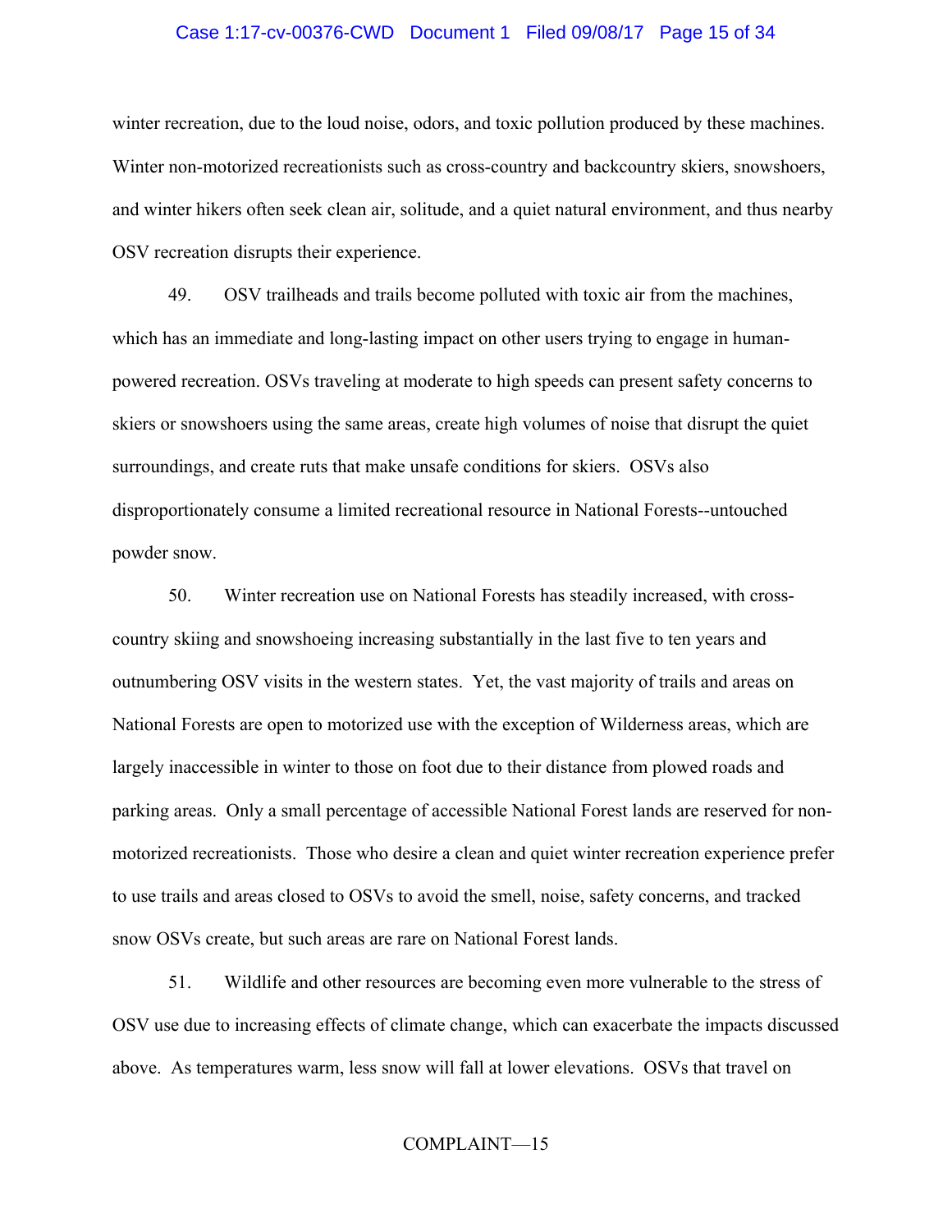winter recreation, due to the loud noise, odors, and toxic pollution produced by these machines. Winter non-motorized recreationists such as cross-country and backcountry skiers, snowshoers, and winter hikers often seek clean air, solitude, and a quiet natural environment, and thus nearby OSV recreation disrupts their experience.

49. OSV trailheads and trails become polluted with toxic air from the machines, which has an immediate and long-lasting impact on other users trying to engage in human-powered recreation. OSVs traveling at moderate to high speeds can present safety concerns to skiers or snowshoers using the same areas, create high volumes of noise that disrupt the quiet surroundings, and create ruts that make unsafe conditions for skiers. OSVs also disproportionately consume a limited recreational resource in National Forests--untouched powder snow.

50. Winter recreation use on National Forests has steadily increased, with cross-country skiing and snowshoeing increasing substantially in the last five to ten years and outnumbering OSV visits in the western states. Yet, the vast majority of trails and areas on National Forests are open to motorized use with the exception of Wilderness areas, which are largely inaccessible in winter to those on foot due to their distance from plowed roads and parking areas. Only a small percentage of accessible National Forest lands are reserved for non-motorized recreationists. Those who desire a clean and quiet winter recreation experience prefer to use trails and areas closed to OSVs to avoid the smell, noise, safety concerns, and tracked snow OSVs create, but such areas are rare on National Forest lands.

51. Wildlife and other resources are becoming even more vulnerable to the stress of OSV use due to increasing effects of climate change, which can exacerbate the impacts discussed above. As temperatures warm, less snow will fall at lower elevations. OSVs that travel on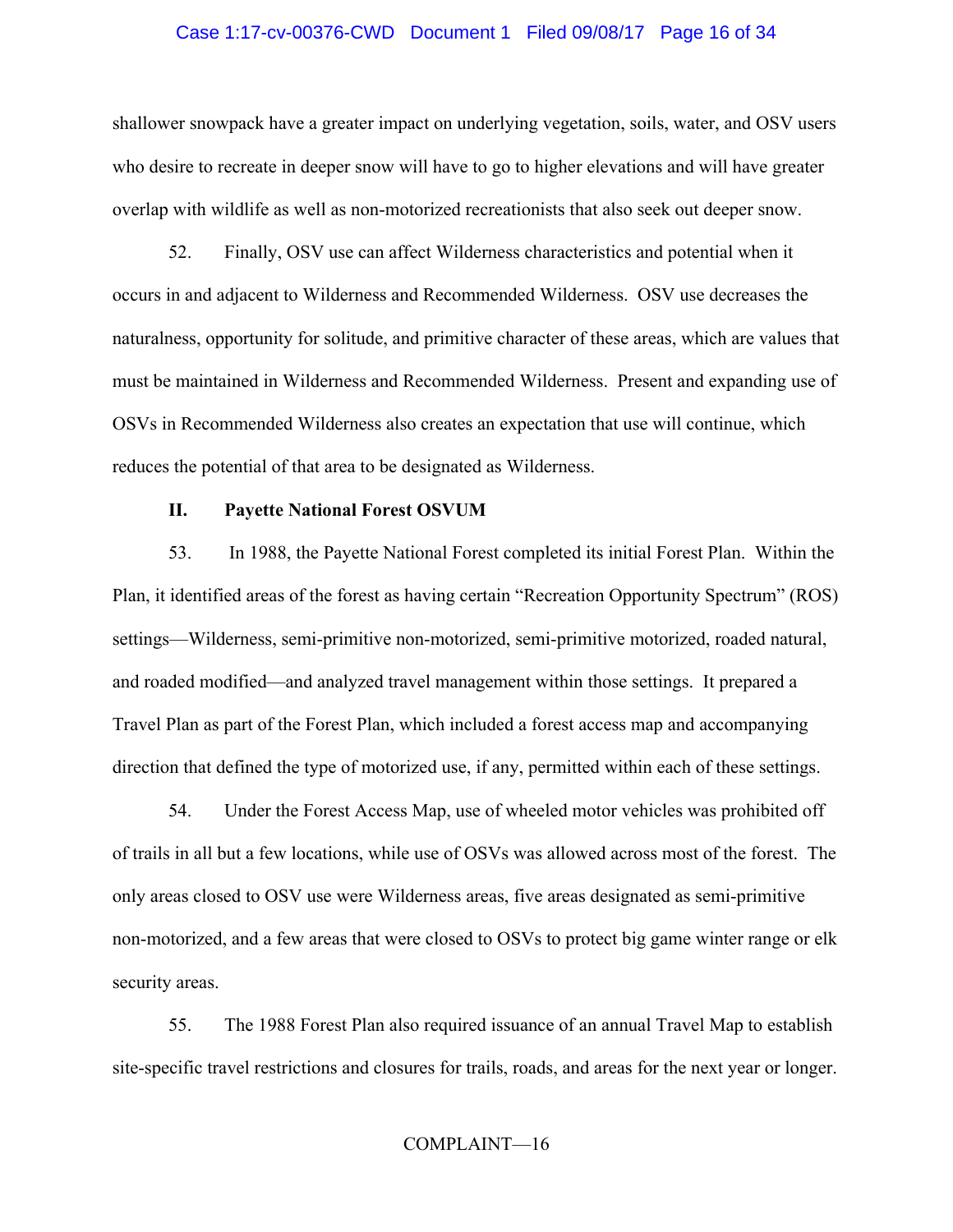shallower snowpack have a greater impact on underlying vegetation, soils, water, and OSV users who desire to recreate in deeper snow will have to go to higher elevations and will have greater overlap with wildlife as well as non-motorized recreationists that also seek out deeper snow.

52. Finally, OSV use can affect Wilderness characteristics and potential when it occurs in and adjacent to Wilderness and Recommended Wilderness. OSV use decreases the naturalness, opportunity for solitude, and primitive character of these areas, which are values that must be maintained in Wilderness and Recommended Wilderness. Present and expanding use of OSVs in Recommended Wilderness also creates an expectation that use will continue, which reduces the potential of that area to be designated as Wilderness.

## II. Payette National Forest OSVUM

53. In 1988, the Payette National Forest completed its initial Forest Plan. Within the Plan, it identified areas of the forest as having certain "Recreation Opportunity Spectrum" (ROS) settings—Wilderness, semi-primitive non-motorized, semi-primitive motorized, roaded natural, and roaded modified—and analyzed travel management within those settings. It prepared a Travel Plan as part of the Forest Plan, which included a forest access map and accompanying direction that defined the type of motorized use, if any, permitted within each of these settings.

54. Under the Forest Access Map, use of wheeled motor vehicles was prohibited off of trails in all but a few locations, while use of OSVs was allowed across most of the forest. The only areas closed to OSV use were Wilderness areas, five areas designated as semi-primitive non-motorized, and a few areas that were closed to OSVs to protect big game winter range or elk security areas.

55. The 1988 Forest Plan also required issuance of an annual Travel Map to establish site-specific travel restrictions and closures for trails, roads, and areas for the next year or longer.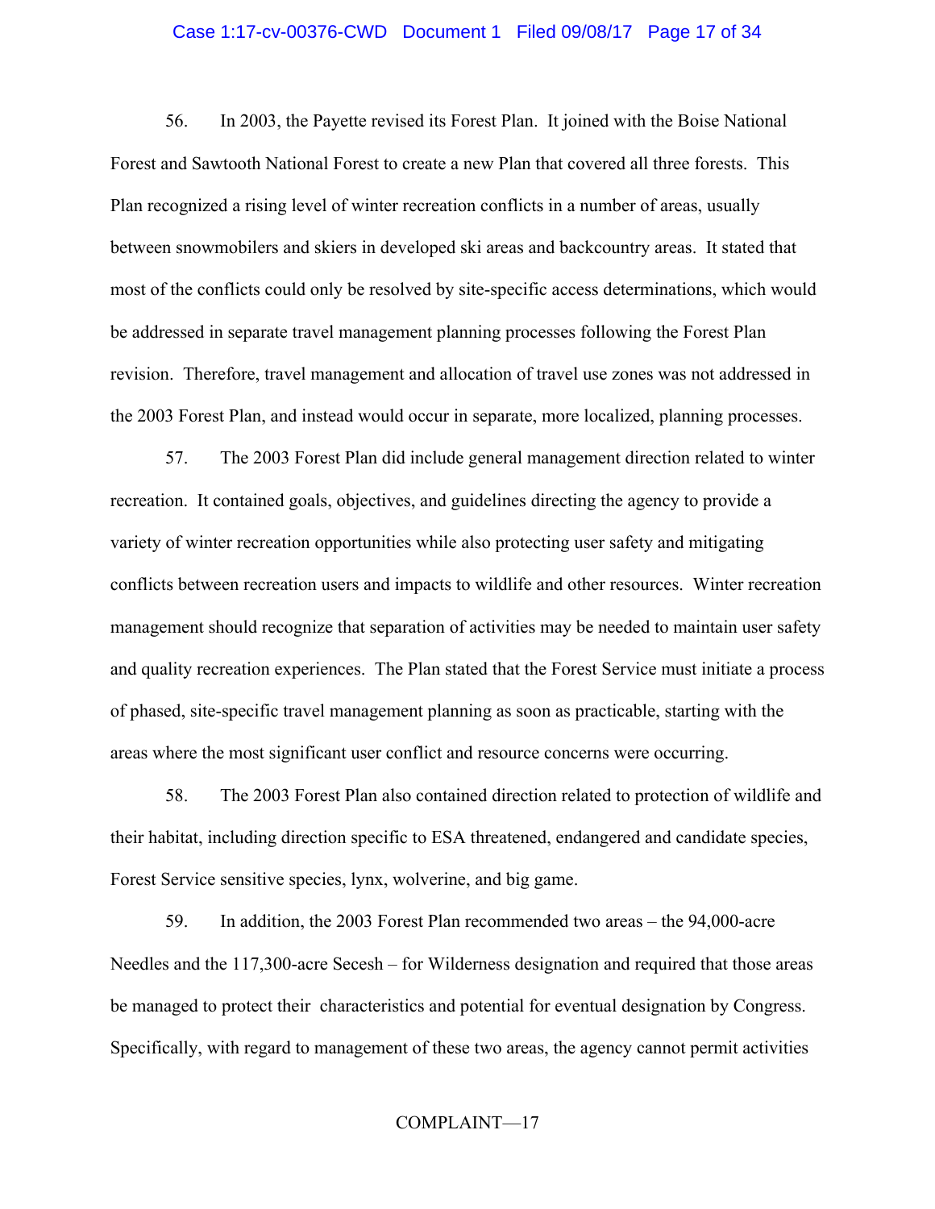56. In 2003, the Payette revised its Forest Plan. It joined with the Boise National Forest and Sawtooth National Forest to create a new Plan that covered all three forests. This Plan recognized a rising level of winter recreation conflicts in a number of areas, usually between snowmobilers and skiers in developed ski areas and backcountry areas. It stated that most of the conflicts could only be resolved by site-specific access determinations, which would be addressed in separate travel management planning processes following the Forest Plan revision. Therefore, travel management and allocation of travel use zones was not addressed in the 2003 Forest Plan, and instead would occur in separate, more localized, planning processes.

57. The 2003 Forest Plan did include general management direction related to winter recreation. It contained goals, objectives, and guidelines directing the agency to provide a variety of winter recreation opportunities while also protecting user safety and mitigating conflicts between recreation users and impacts to wildlife and other resources. Winter recreation management should recognize that separation of activities may be needed to maintain user safety and quality recreation experiences. The Plan stated that the Forest Service must initiate a process of phased, site-specific travel management planning as soon as practicable, starting with the areas where the most significant user conflict and resource concerns were occurring.

58. The 2003 Forest Plan also contained direction related to protection of wildlife and their habitat, including direction specific to ESA threatened, endangered and candidate species, Forest Service sensitive species, lynx, wolverine, and big game.

59. In addition, the 2003 Forest Plan recommended two areas – the 94,000-acre Needles and the 117,300-acre Secesh – for Wilderness designation and required that those areas be managed to protect their characteristics and potential for eventual designation by Congress. Specifically, with regard to management of these two areas, the agency cannot permit activities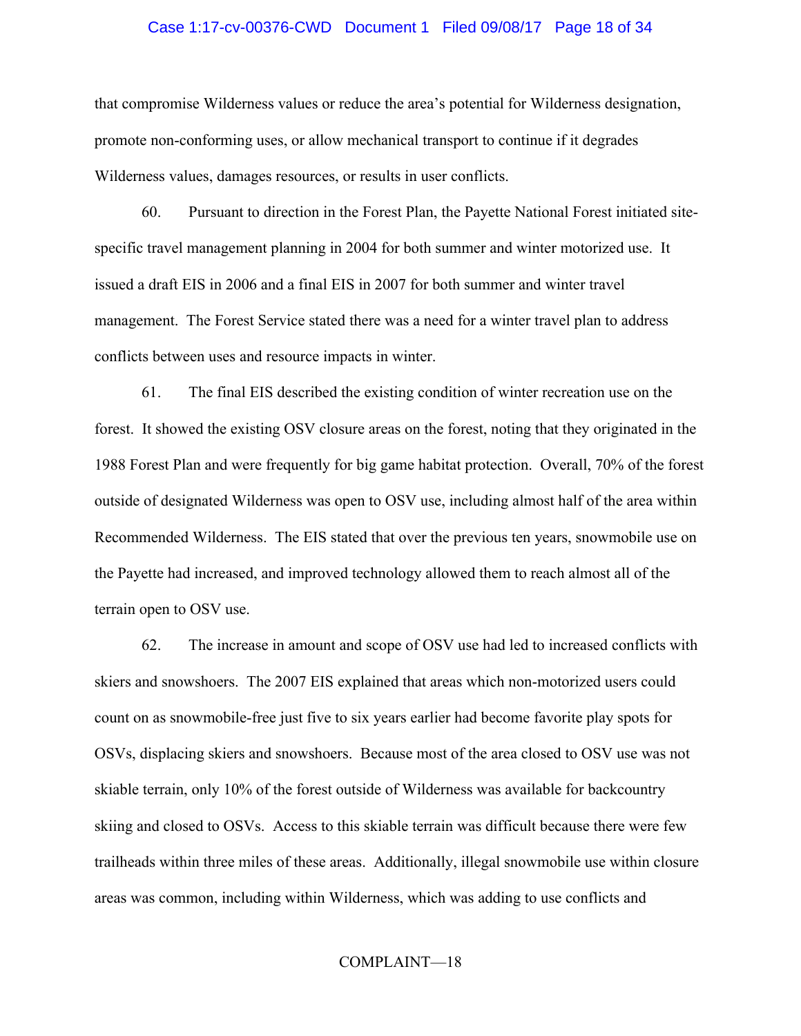that compromise Wilderness values or reduce the area's potential for Wilderness designation, promote non-conforming uses, or allow mechanical transport to continue if it degrades Wilderness values, damages resources, or results in user conflicts.

60. Pursuant to direction in the Forest Plan, the Payette National Forest initiated site-specific travel management planning in 2004 for both summer and winter motorized use. It issued a draft EIS in 2006 and a final EIS in 2007 for both summer and winter travel management. The Forest Service stated there was a need for a winter travel plan to address conflicts between uses and resource impacts in winter.

61. The final EIS described the existing condition of winter recreation use on the forest. It showed the existing OSV closure areas on the forest, noting that they originated in the 1988 Forest Plan and were frequently for big game habitat protection. Overall, 70% of the forest outside of designated Wilderness was open to OSV use, including almost half of the area within Recommended Wilderness. The EIS stated that over the previous ten years, snowmobile use on the Payette had increased, and improved technology allowed them to reach almost all of the terrain open to OSV use.

62. The increase in amount and scope of OSV use had led to increased conflicts with skiers and snowshoers. The 2007 EIS explained that areas which non-motorized users could count on as snowmobile-free just five to six years earlier had become favorite play spots for OSVs, displacing skiers and snowshoers. Because most of the area closed to OSV use was not skiable terrain, only 10% of the forest outside of Wilderness was available for backcountry skiing and closed to OSVs. Access to this skiable terrain was difficult because there were few trailheads within three miles of these areas. Additionally, illegal snowmobile use within closure areas was common, including within Wilderness, which was adding to use conflicts and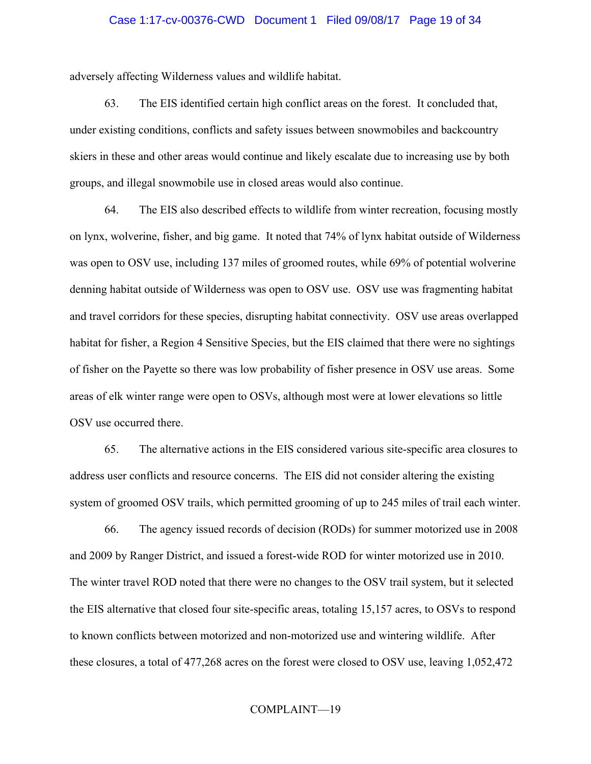adversely affecting Wilderness values and wildlife habitat.

63. The EIS identified certain high conflict areas on the forest. It concluded that, under existing conditions, conflicts and safety issues between snowmobiles and backcountry skiers in these and other areas would continue and likely escalate due to increasing use by both groups, and illegal snowmobile use in closed areas would also continue.

64. The EIS also described effects to wildlife from winter recreation, focusing mostly on lynx, wolverine, fisher, and big game. It noted that 74% of lynx habitat outside of Wilderness was open to OSV use, including 137 miles of groomed routes, while 69% of potential wolverine denning habitat outside of Wilderness was open to OSV use. OSV use was fragmenting habitat and travel corridors for these species, disrupting habitat connectivity. OSV use areas overlapped habitat for fisher, a Region 4 Sensitive Species, but the EIS claimed that there were no sightings of fisher on the Payette so there was low probability of fisher presence in OSV use areas. Some areas of elk winter range were open to OSVs, although most were at lower elevations so little OSV use occurred there.

65. The alternative actions in the EIS considered various site-specific area closures to address user conflicts and resource concerns. The EIS did not consider altering the existing system of groomed OSV trails, which permitted grooming of up to 245 miles of trail each winter.

66. The agency issued records of decision (RODs) for summer motorized use in 2008 and 2009 by Ranger District, and issued a forest-wide ROD for winter motorized use in 2010. The winter travel ROD noted that there were no changes to the OSV trail system, but it selected the EIS alternative that closed four site-specific areas, totaling 15,157 acres, to OSVs to respond to known conflicts between motorized and non-motorized use and wintering wildlife. After these closures, a total of 477,268 acres on the forest were closed to OSV use, leaving 1,052,472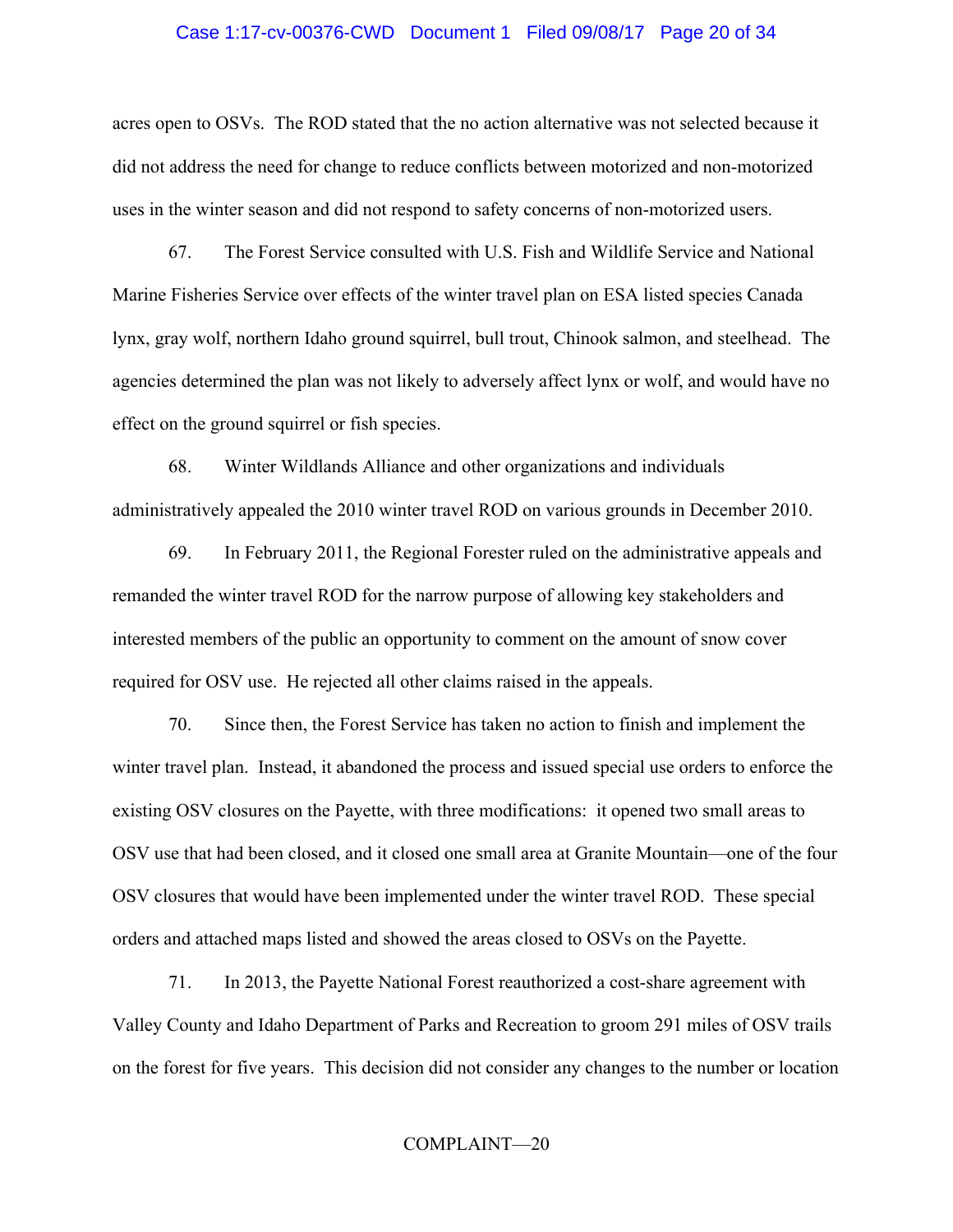acres open to OSVs. The ROD stated that the no action alternative was not selected because it did not address the need for change to reduce conflicts between motorized and non-motorized uses in the winter season and did not respond to safety concerns of non-motorized users.

67. The Forest Service consulted with U.S. Fish and Wildlife Service and National Marine Fisheries Service over effects of the winter travel plan on ESA listed species Canada lynx, gray wolf, northern Idaho ground squirrel, bull trout, Chinook salmon, and steelhead. The agencies determined the plan was not likely to adversely affect lynx or wolf, and would have no effect on the ground squirrel or fish species.

68. Winter Wildlands Alliance and other organizations and individuals administratively appealed the 2010 winter travel ROD on various grounds in December 2010.

69. In February 2011, the Regional Forester ruled on the administrative appeals and remanded the winter travel ROD for the narrow purpose of allowing key stakeholders and interested members of the public an opportunity to comment on the amount of snow cover required for OSV use. He rejected all other claims raised in the appeals.

70. Since then, the Forest Service has taken no action to finish and implement the winter travel plan. Instead, it abandoned the process and issued special use orders to enforce the existing OSV closures on the Payette, with three modifications: it opened two small areas to OSV use that had been closed, and it closed one small area at Granite Mountain—one of the four OSV closures that would have been implemented under the winter travel ROD. These special orders and attached maps listed and showed the areas closed to OSVs on the Payette.

71. In 2013, the Payette National Forest reauthorized a cost-share agreement with Valley County and Idaho Department of Parks and Recreation to groom 291 miles of OSV trails on the forest for five years. This decision did not consider any changes to the number or location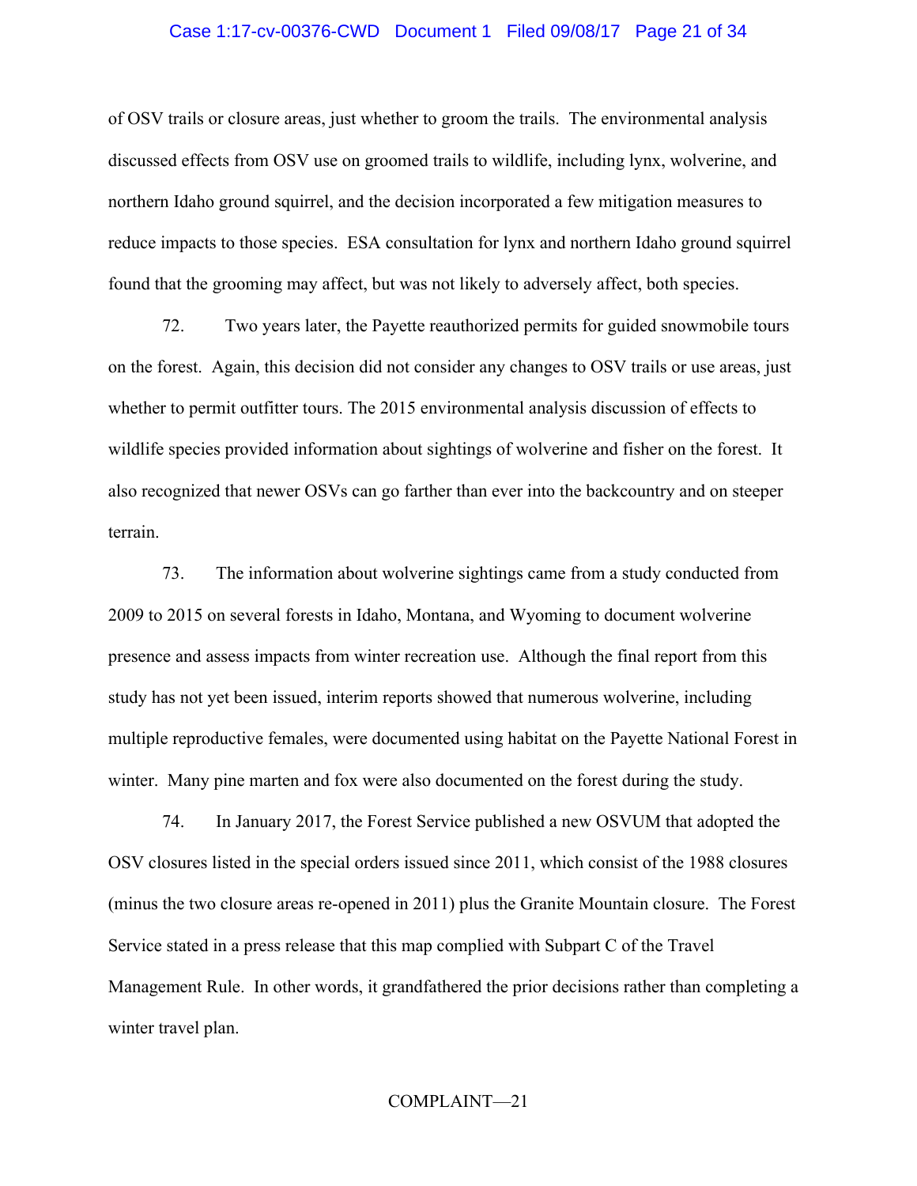of OSV trails or closure areas, just whether to groom the trails. The environmental analysis discussed effects from OSV use on groomed trails to wildlife, including lynx, wolverine, and northern Idaho ground squirrel, and the decision incorporated a few mitigation measures to reduce impacts to those species. ESA consultation for lynx and northern Idaho ground squirrel found that the grooming may affect, but was not likely to adversely affect, both species.

72. Two years later, the Payette reauthorized permits for guided snowmobile tours on the forest. Again, this decision did not consider any changes to OSV trails or use areas, just whether to permit outfitter tours. The 2015 environmental analysis discussion of effects to wildlife species provided information about sightings of wolverine and fisher on the forest. It also recognized that newer OSVs can go farther than ever into the backcountry and on steeper terrain.

73. The information about wolverine sightings came from a study conducted from 2009 to 2015 on several forests in Idaho, Montana, and Wyoming to document wolverine presence and assess impacts from winter recreation use. Although the final report from this study has not yet been issued, interim reports showed that numerous wolverine, including multiple reproductive females, were documented using habitat on the Payette National Forest in winter. Many pine marten and fox were also documented on the forest during the study.

74. In January 2017, the Forest Service published a new OSVUM that adopted the OSV closures listed in the special orders issued since 2011, which consist of the 1988 closures (minus the two closure areas re-opened in 2011) plus the Granite Mountain closure. The Forest Service stated in a press release that this map complied with Subpart C of the Travel Management Rule. In other words, it grandfathered the prior decisions rather than completing a winter travel plan.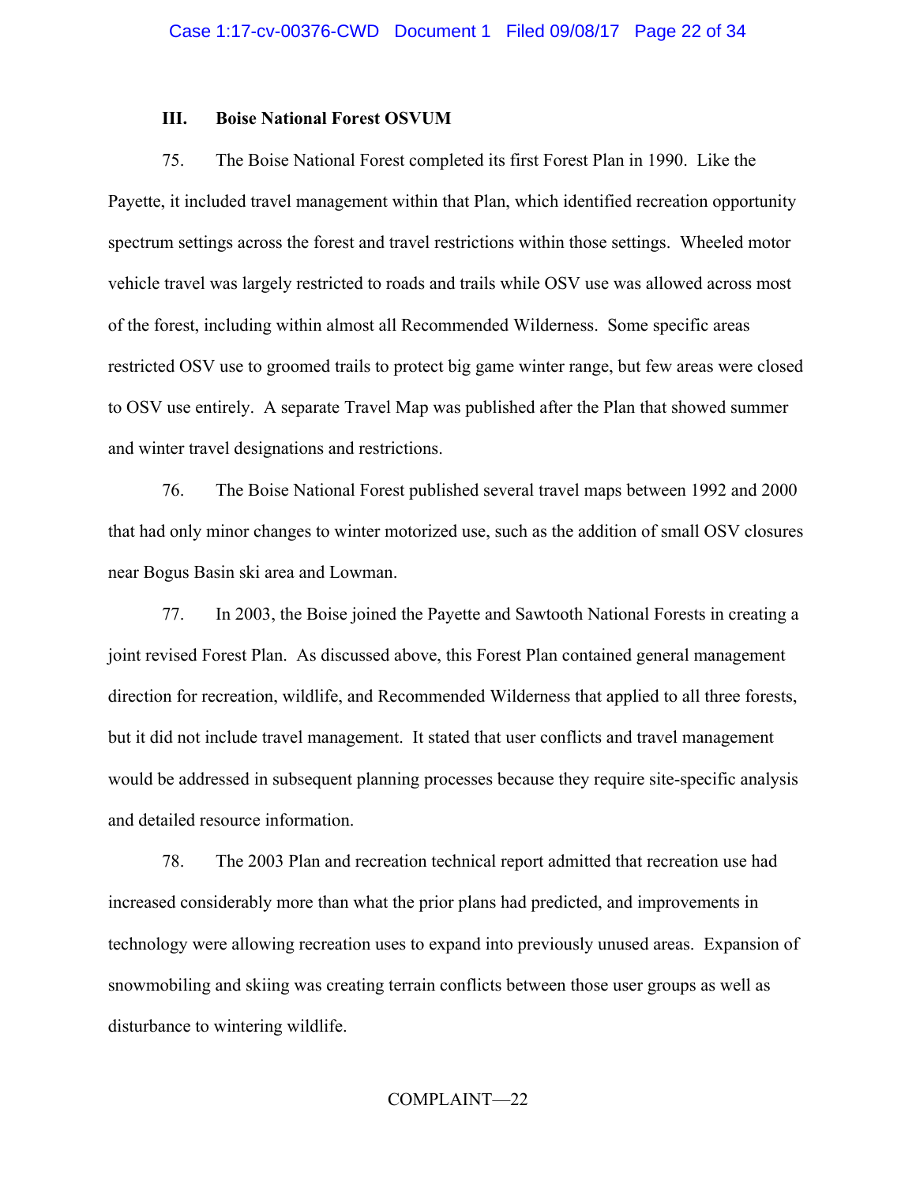### III. Boise National Forest OSVUM

75. The Boise National Forest completed its first Forest Plan in 1990. Like the Payette, it included travel management within that Plan, which identified recreation opportunity spectrum settings across the forest and travel restrictions within those settings. Wheeled motor vehicle travel was largely restricted to roads and trails while OSV use was allowed across most of the forest, including within almost all Recommended Wilderness. Some specific areas restricted OSV use to groomed trails to protect big game winter range, but few areas were closed to OSV use entirely. A separate Travel Map was published after the Plan that showed summer and winter travel designations and restrictions.

76. The Boise National Forest published several travel maps between 1992 and 2000 that had only minor changes to winter motorized use, such as the addition of small OSV closures near Bogus Basin ski area and Lowman.

77. In 2003, the Boise joined the Payette and Sawtooth National Forests in creating a joint revised Forest Plan. As discussed above, this Forest Plan contained general management direction for recreation, wildlife, and Recommended Wilderness that applied to all three forests, but it did not include travel management. It stated that user conflicts and travel management would be addressed in subsequent planning processes because they require site-specific analysis and detailed resource information.

78. The 2003 Plan and recreation technical report admitted that recreation use had increased considerably more than what the prior plans had predicted, and improvements in technology were allowing recreation uses to expand into previously unused areas. Expansion of snowmobiling and skiing was creating terrain conflicts between those user groups as well as disturbance to wintering wildlife.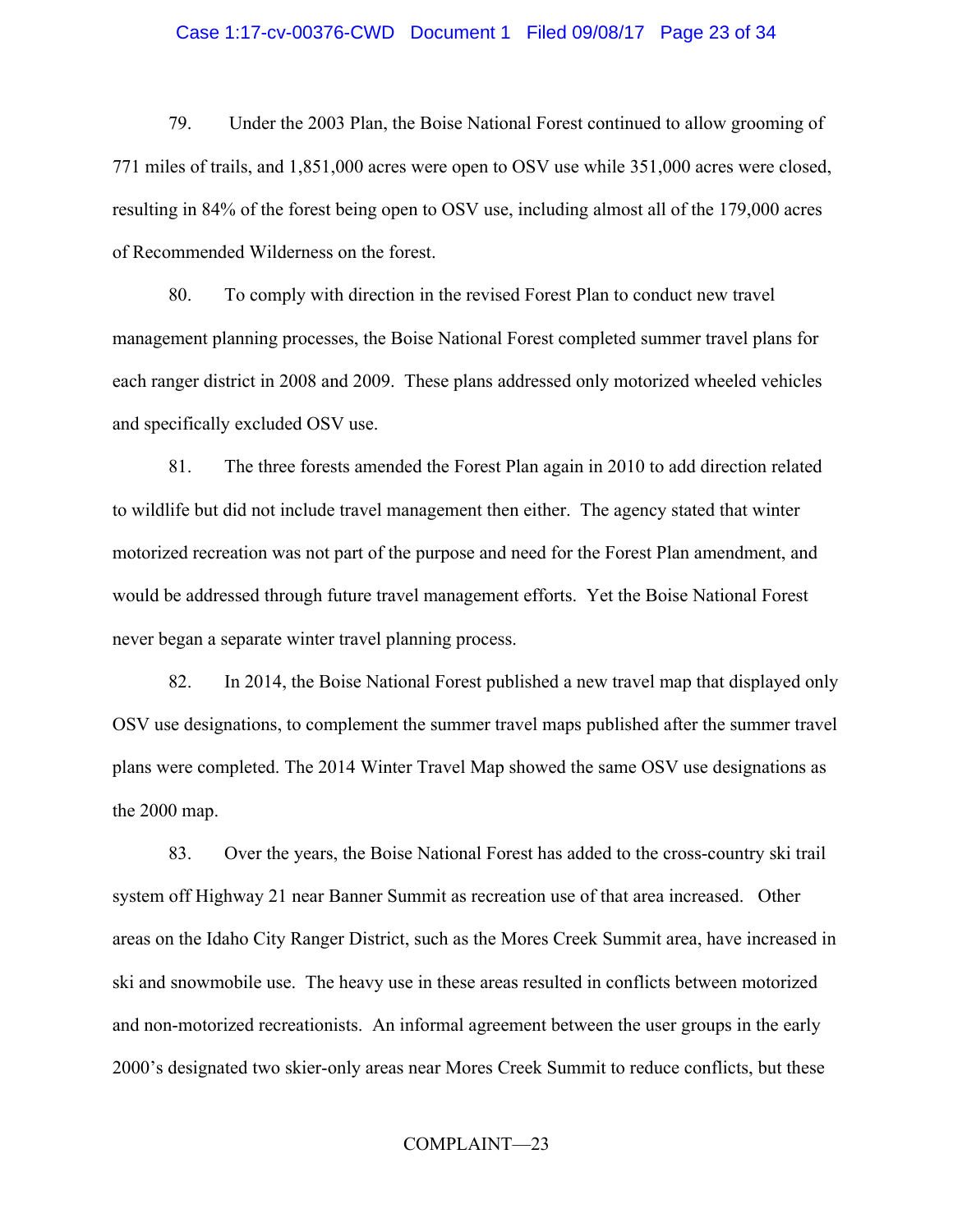79. Under the 2003 Plan, the Boise National Forest continued to allow grooming of 771 miles of trails, and 1,851,000 acres were open to OSV use while 351,000 acres were closed, resulting in 84% of the forest being open to OSV use, including almost all of the 179,000 acres of Recommended Wilderness on the forest.

80. To comply with direction in the revised Forest Plan to conduct new travel management planning processes, the Boise National Forest completed summer travel plans for each ranger district in 2008 and 2009. These plans addressed only motorized wheeled vehicles and specifically excluded OSV use.

81. The three forests amended the Forest Plan again in 2010 to add direction related to wildlife but did not include travel management then either. The agency stated that winter motorized recreation was not part of the purpose and need for the Forest Plan amendment, and would be addressed through future travel management efforts. Yet the Boise National Forest never began a separate winter travel planning process.

82. In 2014, the Boise National Forest published a new travel map that displayed only OSV use designations, to complement the summer travel maps published after the summer travel plans were completed. The 2014 Winter Travel Map showed the same OSV use designations as the 2000 map.

83. Over the years, the Boise National Forest has added to the cross-country ski trail system off Highway 21 near Banner Summit as recreation use of that area increased. Other areas on the Idaho City Ranger District, such as the Mores Creek Summit area, have increased in ski and snowmobile use. The heavy use in these areas resulted in conflicts between motorized and non-motorized recreationists. An informal agreement between the user groups in the early 2000's designated two skier-only areas near Mores Creek Summit to reduce conflicts, but these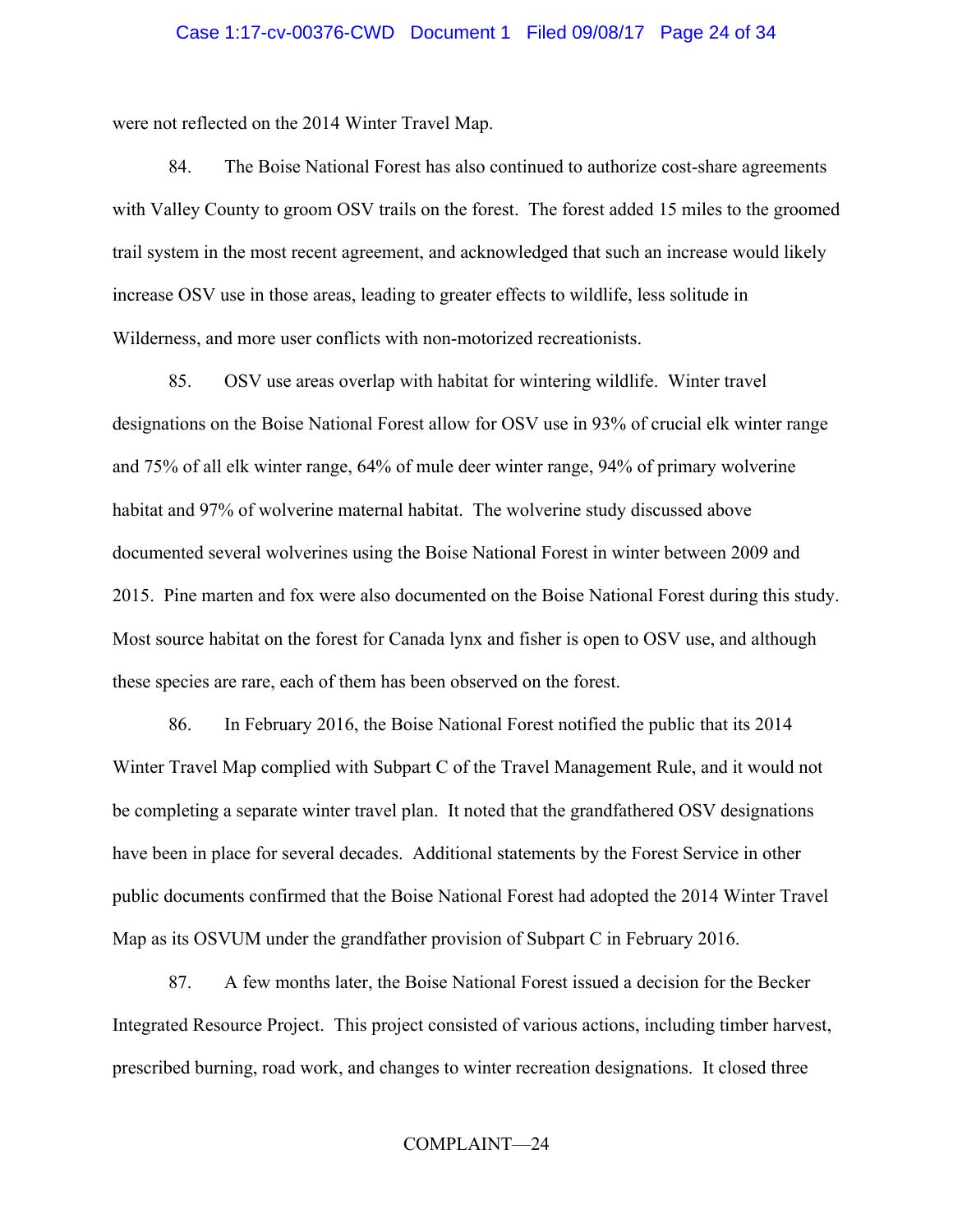were not reflected on the 2014 Winter Travel Map.

84. The Boise National Forest has also continued to authorize cost-share agreements with Valley County to groom OSV trails on the forest. The forest added 15 miles to the groomed trail system in the most recent agreement, and acknowledged that such an increase would likely increase OSV use in those areas, leading to greater effects to wildlife, less solitude in Wilderness, and more user conflicts with non-motorized recreationists.

85. OSV use areas overlap with habitat for wintering wildlife. Winter travel designations on the Boise National Forest allow for OSV use in 93% of crucial elk winter range and 75% of all elk winter range, 64% of mule deer winter range, 94% of primary wolverine habitat and 97% of wolverine maternal habitat. The wolverine study discussed above documented several wolverines using the Boise National Forest in winter between 2009 and 2015. Pine marten and fox were also documented on the Boise National Forest during this study. Most source habitat on the forest for Canada lynx and fisher is open to OSV use, and although these species are rare, each of them has been observed on the forest.

86. In February 2016, the Boise National Forest notified the public that its 2014 Winter Travel Map complied with Subpart C of the Travel Management Rule, and it would not be completing a separate winter travel plan. It noted that the grandfathered OSV designations have been in place for several decades. Additional statements by the Forest Service in other public documents confirmed that the Boise National Forest had adopted the 2014 Winter Travel Map as its OSVUM under the grandfather provision of Subpart C in February 2016.

87. A few months later, the Boise National Forest issued a decision for the Becker Integrated Resource Project. This project consisted of various actions, including timber harvest, prescribed burning, road work, and changes to winter recreation designations. It closed three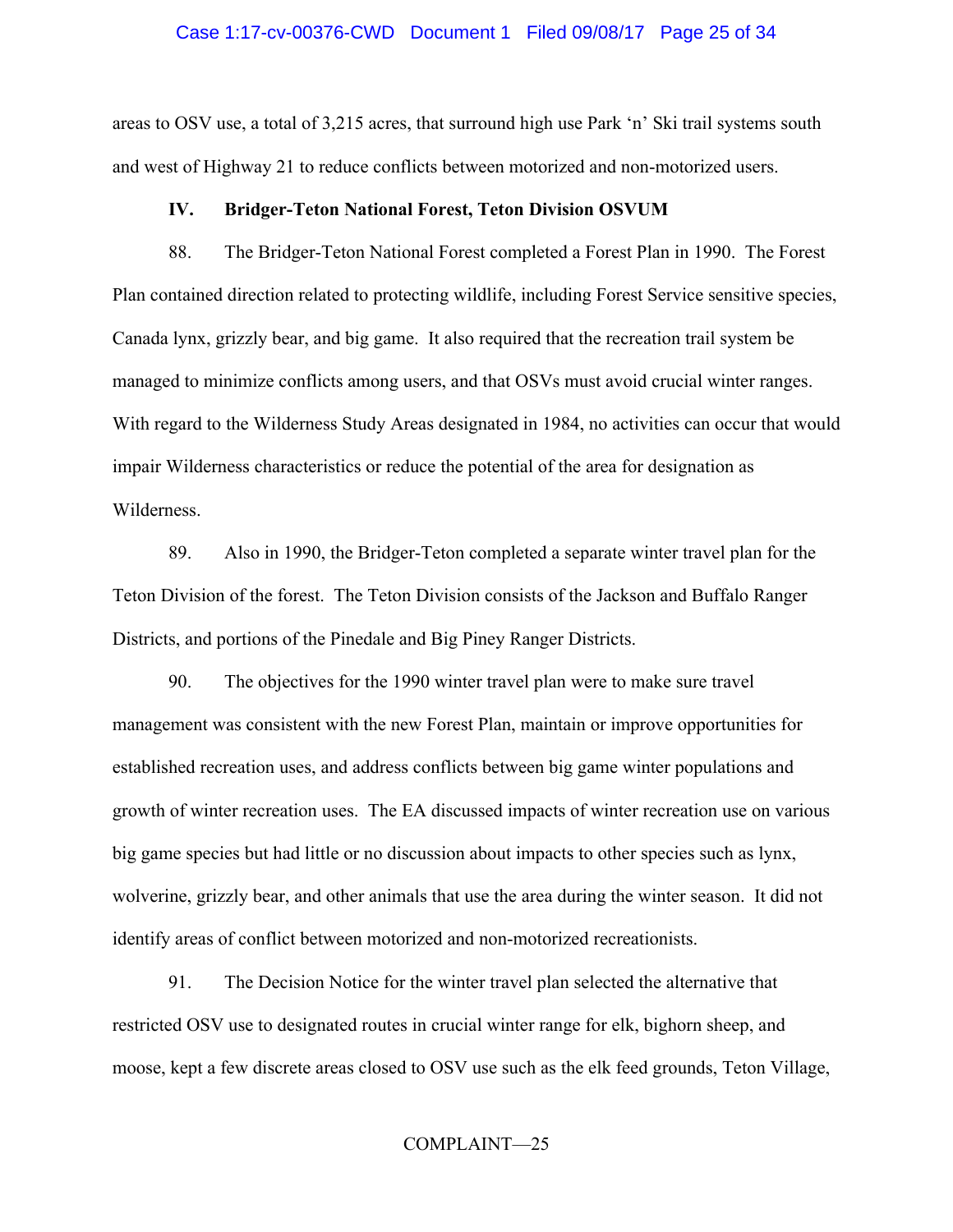areas to OSV use, a total of 3,215 acres, that surround high use Park 'n' Ski trail systems south and west of Highway 21 to reduce conflicts between motorized and non-motorized users.

## IV. Bridger-Teton National Forest, Teton Division OSVUM

88. The Bridger-Teton National Forest completed a Forest Plan in 1990. The Forest Plan contained direction related to protecting wildlife, including Forest Service sensitive species, Canada lynx, grizzly bear, and big game. It also required that the recreation trail system be managed to minimize conflicts among users, and that OSVs must avoid crucial winter ranges. With regard to the Wilderness Study Areas designated in 1984, no activities can occur that would impair Wilderness characteristics or reduce the potential of the area for designation as Wilderness.

89. Also in 1990, the Bridger-Teton completed a separate winter travel plan for the Teton Division of the forest. The Teton Division consists of the Jackson and Buffalo Ranger Districts, and portions of the Pinedale and Big Piney Ranger Districts.

90. The objectives for the 1990 winter travel plan were to make sure travel management was consistent with the new Forest Plan, maintain or improve opportunities for established recreation uses, and address conflicts between big game winter populations and growth of winter recreation uses. The EA discussed impacts of winter recreation use on various big game species but had little or no discussion about impacts to other species such as lynx, wolverine, grizzly bear, and other animals that use the area during the winter season. It did not identify areas of conflict between motorized and non-motorized recreationists.

91. The Decision Notice for the winter travel plan selected the alternative that restricted OSV use to designated routes in crucial winter range for elk, bighorn sheep, and moose, kept a few discrete areas closed to OSV use such as the elk feed grounds, Teton Village,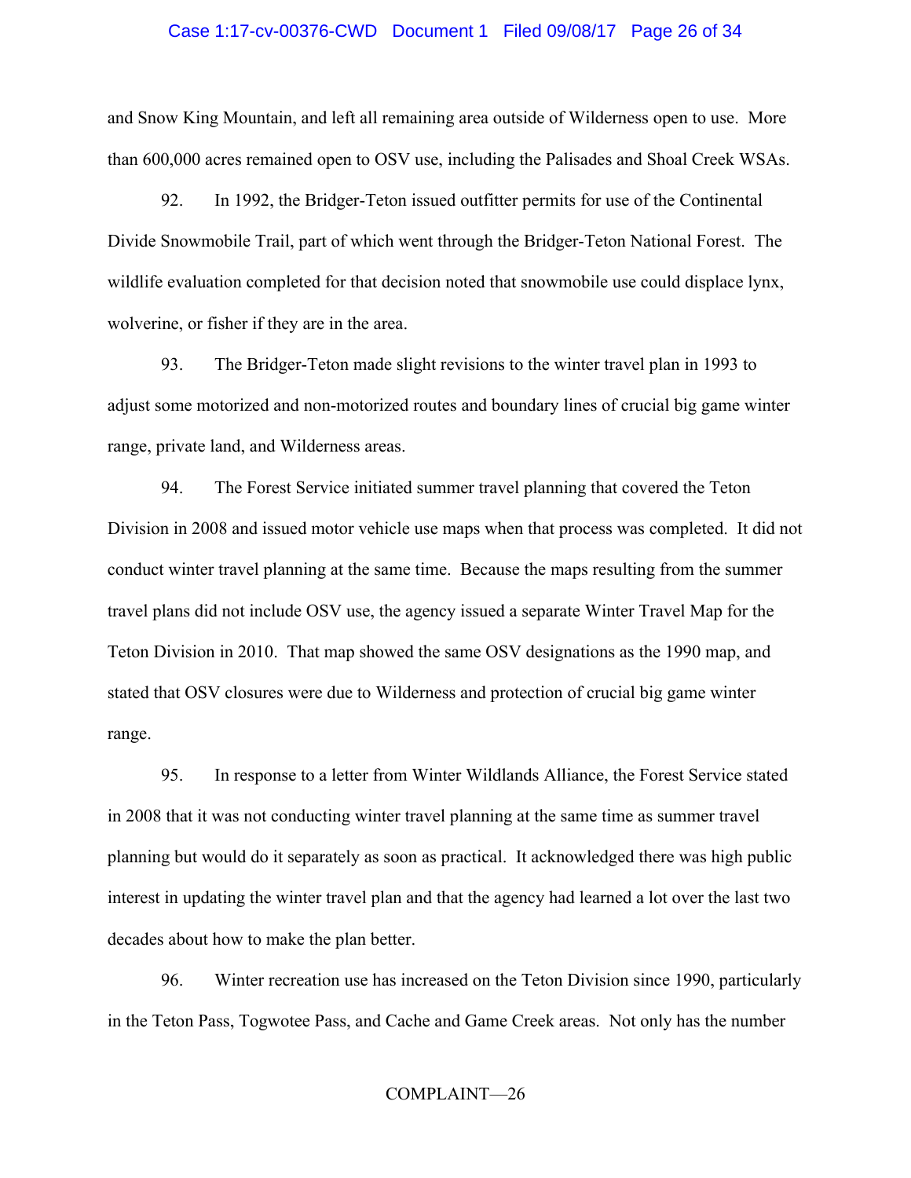and Snow King Mountain, and left all remaining area outside of Wilderness open to use. More than 600,000 acres remained open to OSV use, including the Palisades and Shoal Creek WSAs.

92. In 1992, the Bridger-Teton issued outfitter permits for use of the Continental Divide Snowmobile Trail, part of which went through the Bridger-Teton National Forest. The wildlife evaluation completed for that decision noted that snowmobile use could displace lynx, wolverine, or fisher if they are in the area.

93. The Bridger-Teton made slight revisions to the winter travel plan in 1993 to adjust some motorized and non-motorized routes and boundary lines of crucial big game winter range, private land, and Wilderness areas.

94. The Forest Service initiated summer travel planning that covered the Teton Division in 2008 and issued motor vehicle use maps when that process was completed. It did not conduct winter travel planning at the same time. Because the maps resulting from the summer travel plans did not include OSV use, the agency issued a separate Winter Travel Map for the Teton Division in 2010. That map showed the same OSV designations as the 1990 map, and stated that OSV closures were due to Wilderness and protection of crucial big game winter range.

95. In response to a letter from Winter Wildlands Alliance, the Forest Service stated in 2008 that it was not conducting winter travel planning at the same time as summer travel planning but would do it separately as soon as practical. It acknowledged there was high public interest in updating the winter travel plan and that the agency had learned a lot over the last two decades about how to make the plan better.

96. Winter recreation use has increased on the Teton Division since 1990, particularly in the Teton Pass, Togwotee Pass, and Cache and Game Creek areas. Not only has the number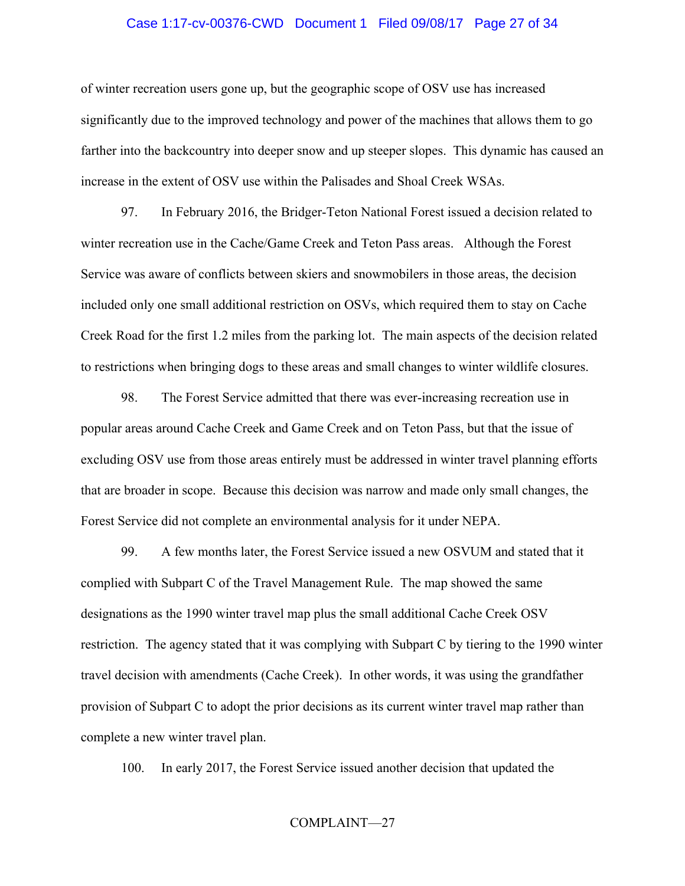of winter recreation users gone up, but the geographic scope of OSV use has increased significantly due to the improved technology and power of the machines that allows them to go farther into the backcountry into deeper snow and up steeper slopes. This dynamic has caused an increase in the extent of OSV use within the Palisades and Shoal Creek WSAs.

97. In February 2016, the Bridger-Teton National Forest issued a decision related to winter recreation use in the Cache/Game Creek and Teton Pass areas. Although the Forest Service was aware of conflicts between skiers and snowmobilers in those areas, the decision included only one small additional restriction on OSVs, which required them to stay on Cache Creek Road for the first 1.2 miles from the parking lot. The main aspects of the decision related to restrictions when bringing dogs to these areas and small changes to winter wildlife closures.

98. The Forest Service admitted that there was ever-increasing recreation use in popular areas around Cache Creek and Game Creek and on Teton Pass, but that the issue of excluding OSV use from those areas entirely must be addressed in winter travel planning efforts that are broader in scope. Because this decision was narrow and made only small changes, the Forest Service did not complete an environmental analysis for it under NEPA.

99. A few months later, the Forest Service issued a new OSVUM and stated that it complied with Subpart C of the Travel Management Rule. The map showed the same designations as the 1990 winter travel map plus the small additional Cache Creek OSV restriction. The agency stated that it was complying with Subpart C by tiering to the 1990 winter travel decision with amendments (Cache Creek). In other words, it was using the grandfather provision of Subpart C to adopt the prior decisions as its current winter travel map rather than complete a new winter travel plan.

100. In early 2017, the Forest Service issued another decision that updated the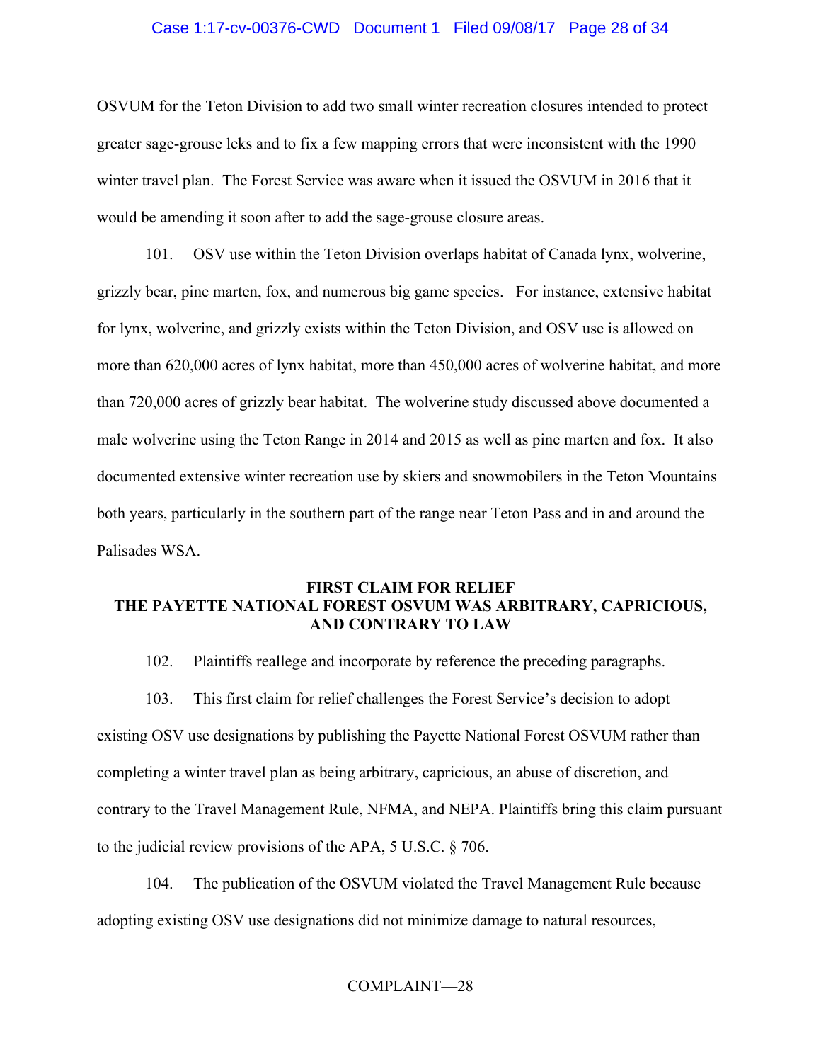OSVUM for the Teton Division to add two small winter recreation closures intended to protect greater sage-grouse leks and to fix a few mapping errors that were inconsistent with the 1990 winter travel plan. The Forest Service was aware when it issued the OSVUM in 2016 that it would be amending it soon after to add the sage-grouse closure areas.

101. OSV use within the Teton Division overlaps habitat of Canada lynx, wolverine, grizzly bear, pine marten, fox, and numerous big game species. For instance, extensive habitat for lynx, wolverine, and grizzly exists within the Teton Division, and OSV use is allowed on more than 620,000 acres of lynx habitat, more than 450,000 acres of wolverine habitat, and more than 720,000 acres of grizzly bear habitat. The wolverine study discussed above documented a male wolverine using the Teton Range in 2014 and 2015 as well as pine marten and fox. It also documented extensive winter recreation use by skiers and snowmobilers in the Teton Mountains both years, particularly in the southern part of the range near Teton Pass and in and around the Palisades WSA.

## FIRST CLAIM FOR RELIEF
## THE PAYETTE NATIONAL FOREST OSVUM WAS ARBITRARY, CAPRICIOUS, AND CONTRARY TO LAW

102. Plaintiffs reallege and incorporate by reference the preceding paragraphs.

103. This first claim for relief challenges the Forest Service's decision to adopt existing OSV use designations by publishing the Payette National Forest OSVUM rather than completing a winter travel plan as being arbitrary, capricious, an abuse of discretion, and contrary to the Travel Management Rule, NFMA, and NEPA. Plaintiffs bring this claim pursuant to the judicial review provisions of the APA, 5 U.S.C. § 706.

104. The publication of the OSVUM violated the Travel Management Rule because adopting existing OSV use designations did not minimize damage to natural resources,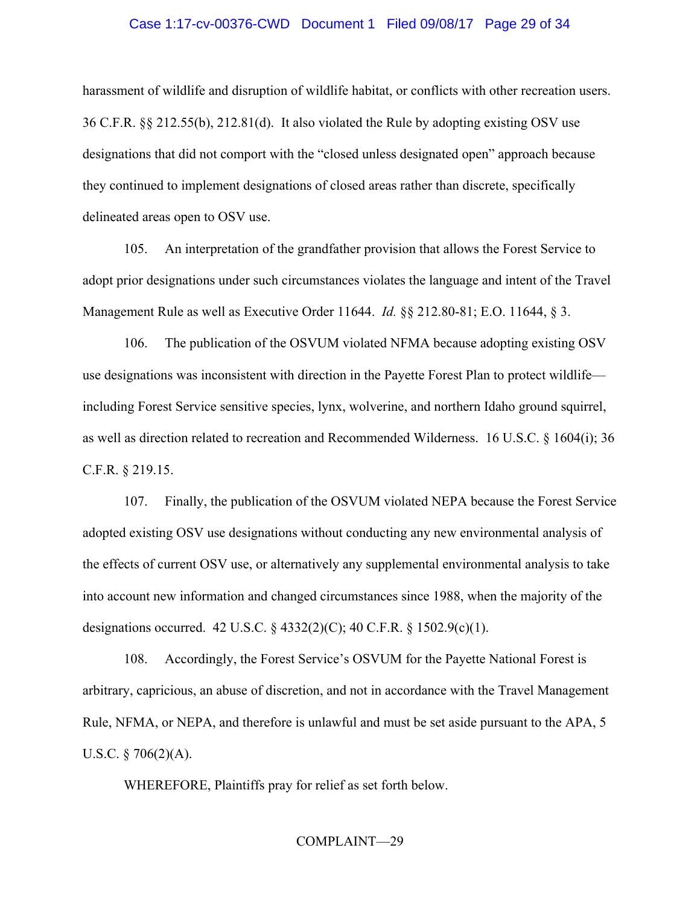harassment of wildlife and disruption of wildlife habitat, or conflicts with other recreation users. 36 C.F.R. §§ 212.55(b), 212.81(d). It also violated the Rule by adopting existing OSV use designations that did not comport with the "closed unless designated open" approach because they continued to implement designations of closed areas rather than discrete, specifically delineated areas open to OSV use.

105. An interpretation of the grandfather provision that allows the Forest Service to adopt prior designations under such circumstances violates the language and intent of the Travel Management Rule as well as Executive Order 11644. *Id.* §§ 212.80-81; E.O. 11644, § 3.

106. The publication of the OSVUM violated NFMA because adopting existing OSV use designations was inconsistent with direction in the Payette Forest Plan to protect wildlife—including Forest Service sensitive species, lynx, wolverine, and northern Idaho ground squirrel, as well as direction related to recreation and Recommended Wilderness. 16 U.S.C. § 1604(i); 36 C.F.R. § 219.15.

107. Finally, the publication of the OSVUM violated NEPA because the Forest Service adopted existing OSV use designations without conducting any new environmental analysis of the effects of current OSV use, or alternatively any supplemental environmental analysis to take into account new information and changed circumstances since 1988, when the majority of the designations occurred. 42 U.S.C. § 4332(2)(C); 40 C.F.R. § 1502.9(c)(1).

108. Accordingly, the Forest Service's OSVUM for the Payette National Forest is arbitrary, capricious, an abuse of discretion, and not in accordance with the Travel Management Rule, NFMA, or NEPA, and therefore is unlawful and must be set aside pursuant to the APA, 5 U.S.C. § 706(2)(A).

WHEREFORE, Plaintiffs pray for relief as set forth below.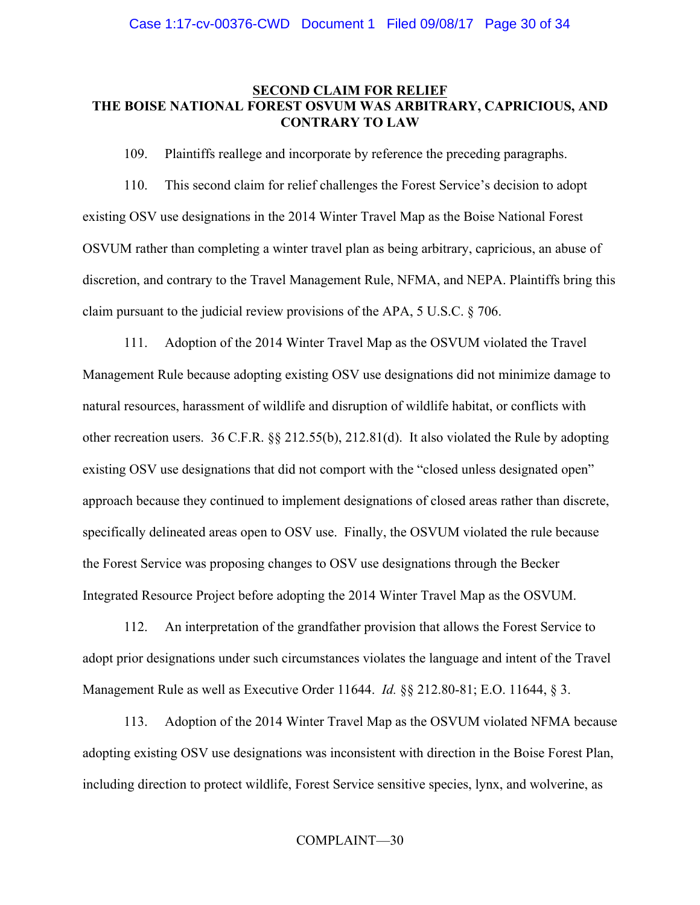## SECOND CLAIM FOR RELIEF
## THE BOISE NATIONAL FOREST OSVUM WAS ARBITRARY, CAPRICIOUS, AND CONTRARY TO LAW

109. Plaintiffs reallege and incorporate by reference the preceding paragraphs.

110. This second claim for relief challenges the Forest Service's decision to adopt existing OSV use designations in the 2014 Winter Travel Map as the Boise National Forest OSVUM rather than completing a winter travel plan as being arbitrary, capricious, an abuse of discretion, and contrary to the Travel Management Rule, NFMA, and NEPA. Plaintiffs bring this claim pursuant to the judicial review provisions of the APA, 5 U.S.C. § 706.

111. Adoption of the 2014 Winter Travel Map as the OSVUM violated the Travel Management Rule because adopting existing OSV use designations did not minimize damage to natural resources, harassment of wildlife and disruption of wildlife habitat, or conflicts with other recreation users. 36 C.F.R. §§ 212.55(b), 212.81(d). It also violated the Rule by adopting existing OSV use designations that did not comport with the "closed unless designated open" approach because they continued to implement designations of closed areas rather than discrete, specifically delineated areas open to OSV use. Finally, the OSVUM violated the rule because the Forest Service was proposing changes to OSV use designations through the Becker Integrated Resource Project before adopting the 2014 Winter Travel Map as the OSVUM.

112. An interpretation of the grandfather provision that allows the Forest Service to adopt prior designations under such circumstances violates the language and intent of the Travel Management Rule as well as Executive Order 11644. *Id.* §§ 212.80-81; E.O. 11644, § 3.

113. Adoption of the 2014 Winter Travel Map as the OSVUM violated NFMA because adopting existing OSV use designations was inconsistent with direction in the Boise Forest Plan, including direction to protect wildlife, Forest Service sensitive species, lynx, and wolverine, as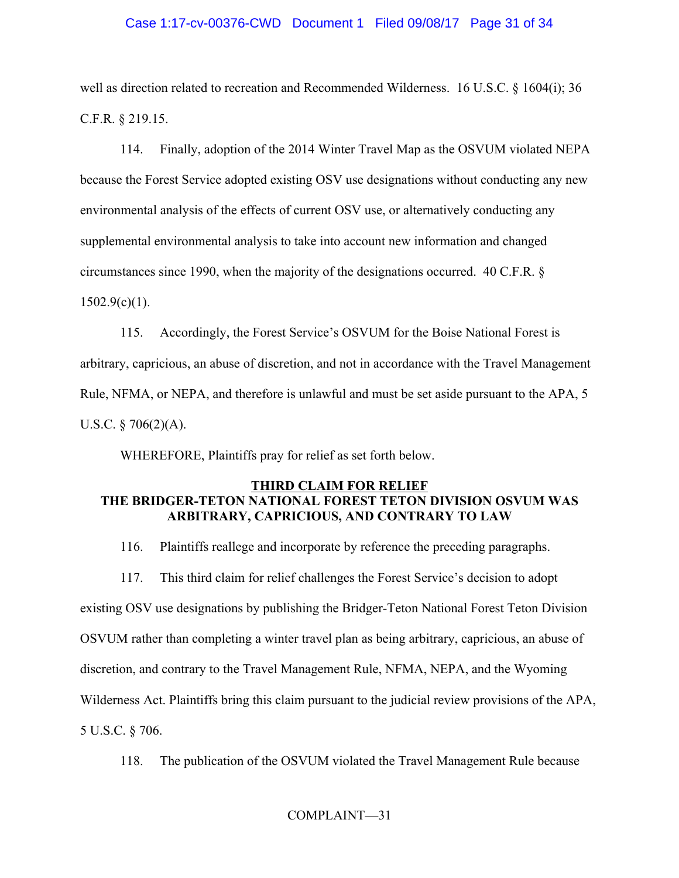well as direction related to recreation and Recommended Wilderness. 16 U.S.C. § 1604(i); 36 C.F.R. § 219.15.

114. Finally, adoption of the 2014 Winter Travel Map as the OSVUM violated NEPA because the Forest Service adopted existing OSV use designations without conducting any new environmental analysis of the effects of current OSV use, or alternatively conducting any supplemental environmental analysis to take into account new information and changed circumstances since 1990, when the majority of the designations occurred. 40 C.F.R. § 1502.9(c)(1).

115. Accordingly, the Forest Service's OSVUM for the Boise National Forest is arbitrary, capricious, an abuse of discretion, and not in accordance with the Travel Management Rule, NFMA, or NEPA, and therefore is unlawful and must be set aside pursuant to the APA, 5 U.S.C. § 706(2)(A).

WHEREFORE, Plaintiffs pray for relief as set forth below.

## THIRD CLAIM FOR RELIEF
## THE BRIDGER-TETON NATIONAL FOREST TETON DIVISION OSVUM WAS ARBITRARY, CAPRICIOUS, AND CONTRARY TO LAW

116. Plaintiffs reallege and incorporate by reference the preceding paragraphs.

117. This third claim for relief challenges the Forest Service's decision to adopt existing OSV use designations by publishing the Bridger-Teton National Forest Teton Division OSVUM rather than completing a winter travel plan as being arbitrary, capricious, an abuse of discretion, and contrary to the Travel Management Rule, NFMA, NEPA, and the Wyoming Wilderness Act. Plaintiffs bring this claim pursuant to the judicial review provisions of the APA, 5 U.S.C. § 706.

118. The publication of the OSVUM violated the Travel Management Rule because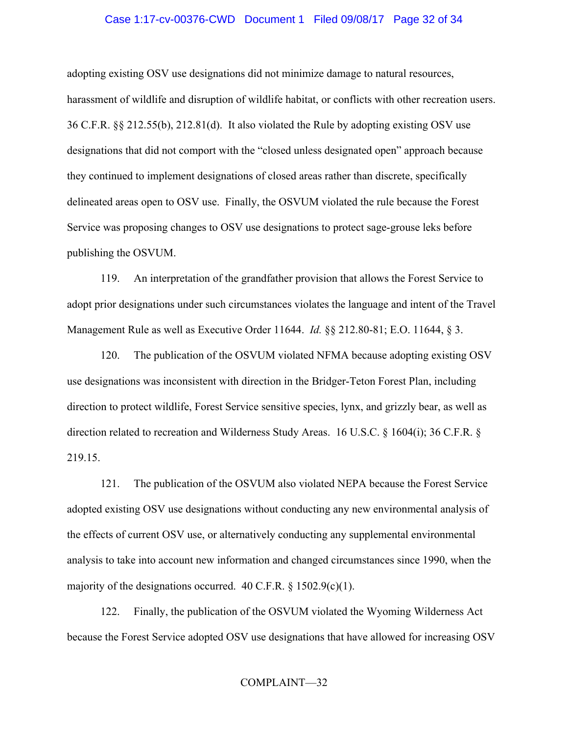adopting existing OSV use designations did not minimize damage to natural resources, harassment of wildlife and disruption of wildlife habitat, or conflicts with other recreation users. 36 C.F.R. §§ 212.55(b), 212.81(d). It also violated the Rule by adopting existing OSV use designations that did not comport with the "closed unless designated open" approach because they continued to implement designations of closed areas rather than discrete, specifically delineated areas open to OSV use. Finally, the OSVUM violated the rule because the Forest Service was proposing changes to OSV use designations to protect sage-grouse leks before publishing the OSVUM.

119. An interpretation of the grandfather provision that allows the Forest Service to adopt prior designations under such circumstances violates the language and intent of the Travel Management Rule as well as Executive Order 11644. *Id.* §§ 212.80-81; E.O. 11644, § 3.

120. The publication of the OSVUM violated NFMA because adopting existing OSV use designations was inconsistent with direction in the Bridger-Teton Forest Plan, including direction to protect wildlife, Forest Service sensitive species, lynx, and grizzly bear, as well as direction related to recreation and Wilderness Study Areas. 16 U.S.C. § 1604(i); 36 C.F.R. § 219.15.

121. The publication of the OSVUM also violated NEPA because the Forest Service adopted existing OSV use designations without conducting any new environmental analysis of the effects of current OSV use, or alternatively conducting any supplemental environmental analysis to take into account new information and changed circumstances since 1990, when the majority of the designations occurred. 40 C.F.R. § 1502.9(c)(1).

122. Finally, the publication of the OSVUM violated the Wyoming Wilderness Act because the Forest Service adopted OSV use designations that have allowed for increasing OSV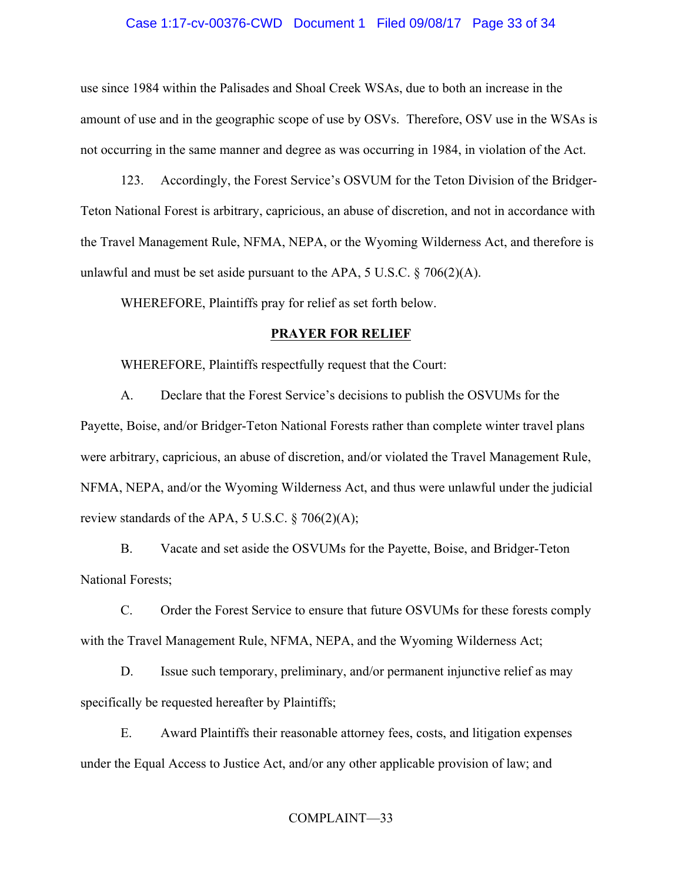use since 1984 within the Palisades and Shoal Creek WSAs, due to both an increase in the amount of use and in the geographic scope of use by OSVs. Therefore, OSV use in the WSAs is not occurring in the same manner and degree as was occurring in 1984, in violation of the Act.

123. Accordingly, the Forest Service's OSVUM for the Teton Division of the Bridger-Teton National Forest is arbitrary, capricious, an abuse of discretion, and not in accordance with the Travel Management Rule, NFMA, NEPA, or the Wyoming Wilderness Act, and therefore is unlawful and must be set aside pursuant to the APA, 5 U.S.C. § 706(2)(A).

WHEREFORE, Plaintiffs pray for relief as set forth below.

## PRAYER FOR RELIEF

WHEREFORE, Plaintiffs respectfully request that the Court:

A. Declare that the Forest Service's decisions to publish the OSVUMs for the Payette, Boise, and/or Bridger-Teton National Forests rather than complete winter travel plans were arbitrary, capricious, an abuse of discretion, and/or violated the Travel Management Rule, NFMA, NEPA, and/or the Wyoming Wilderness Act, and thus were unlawful under the judicial review standards of the APA, 5 U.S.C. § 706(2)(A);

B. Vacate and set aside the OSVUMs for the Payette, Boise, and Bridger-Teton National Forests;

C. Order the Forest Service to ensure that future OSVUMs for these forests comply with the Travel Management Rule, NFMA, NEPA, and the Wyoming Wilderness Act;

D. Issue such temporary, preliminary, and/or permanent injunctive relief as may specifically be requested hereafter by Plaintiffs;

E. Award Plaintiffs their reasonable attorney fees, costs, and litigation expenses under the Equal Access to Justice Act, and/or any other applicable provision of law; and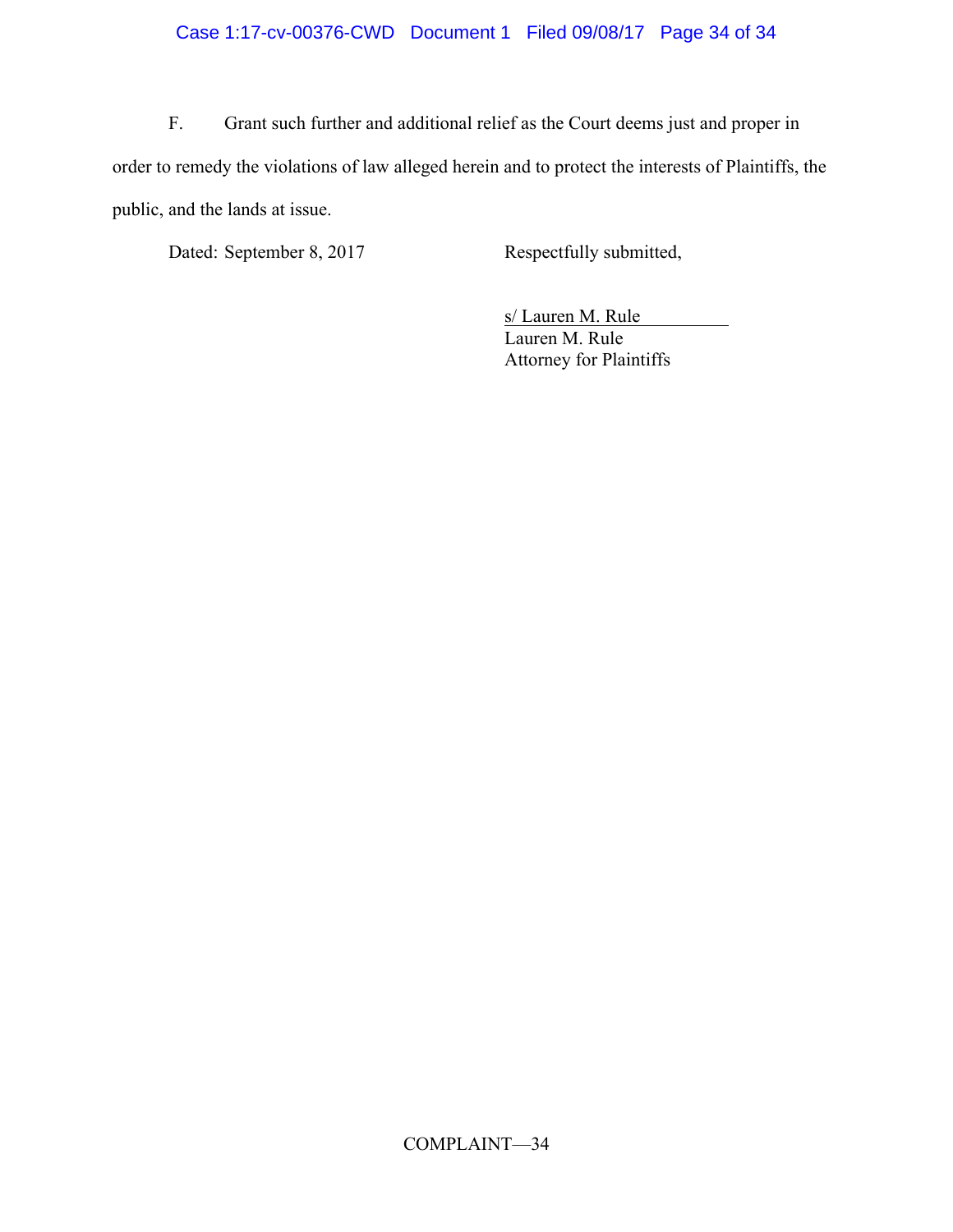F. Grant such further and additional relief as the Court deems just and proper in order to remedy the violations of law alleged herein and to protect the interests of Plaintiffs, the public, and the lands at issue.

Dated: September 8, 2017

Respectfully submitted,

s/ Lauren M. Rule
Lauren M. Rule
Attorney for Plaintiffs